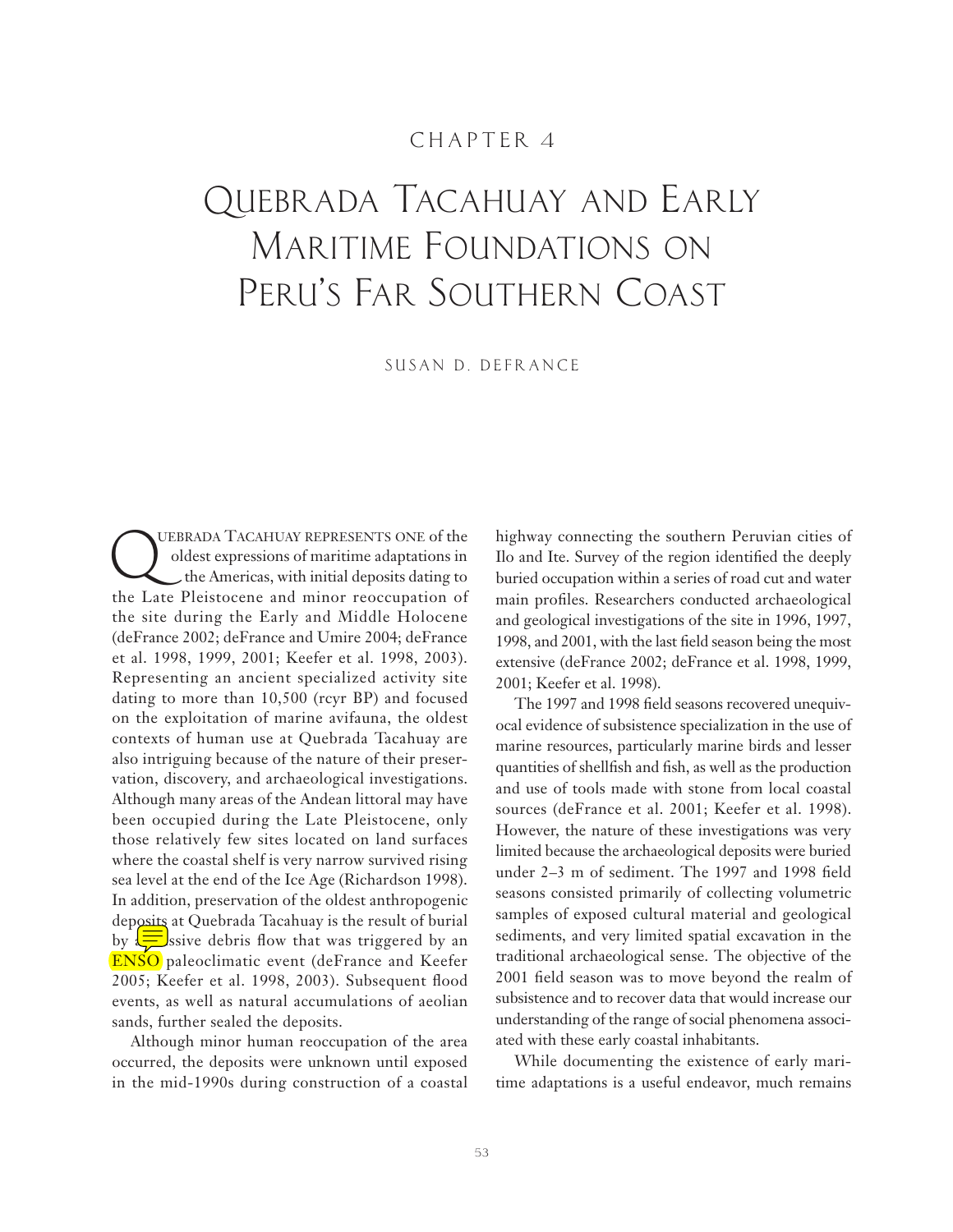# Chapter 4

# Quebrada Tacahuay and Early Maritime Foundations on Peru's Far Southern Coast

Susan D. deFrance

Quebrada Tacahuay represents one of the oldest expressions of maritime adaptations in the Americas, with initial deposits dating to the Late Pleistocene and minor reoccupation of the site during the Early and Middle Holocene (deFrance 2002; deFrance and Umire 2004; deFrance et al. 1998, 1999, 2001; Keefer et al. 1998, 2003). Representing an ancient specialized activity site dating to more than 10,500 (rcyr BP) and focused on the exploitation of marine avifauna, the oldest contexts of human use at Quebrada Tacahuay are also intriguing because of the nature of their preservation, discovery, and archaeological investigations. Although many areas of the Andean littoral may have been occupied during the Late Pleistocene, only those relatively few sites located on land surfaces where the coastal shelf is very narrow survived rising sea level at the end of the Ice Age (Richardson 1998). In addition, preservation of the oldest anthropogenic deposits at Quebrada Tacahuay is the result of burial by a massive debris flow that was triggered by an ENSO paleoclimatic event (deFrance and Keefer 2005; Keefer et al. 1998, 2003). Subsequent flood events, as well as natural accumulations of aeolian sands, further sealed the deposits.

Although minor human reoccupation of the area occurred, the deposits were unknown until exposed in the mid-1990s during construction of a coastal highway connecting the southern Peruvian cities of Ilo and Ite. Survey of the region identified the deeply buried occupation within a series of road cut and water main profiles. Researchers conducted archaeological and geological investigations of the site in 1996, 1997, 1998, and 2001, with the last field season being the most extensive (deFrance 2002; deFrance et al. 1998, 1999, 2001; Keefer et al. 1998).

The 1997 and 1998 field seasons recovered unequivocal evidence of subsistence specialization in the use of marine resources, particularly marine birds and lesser quantities of shellfish and fish, as well as the production and use of tools made with stone from local coastal sources (deFrance et al. 2001; Keefer et al. 1998). However, the nature of these investigations was very limited because the archaeological deposits were buried under 2–3 m of sediment. The 1997 and 1998 field seasons consisted primarily of collecting volumetric samples of exposed cultural material and geological sediments, and very limited spatial excavation in the traditional archaeological sense. The objective of the 2001 field season was to move beyond the realm of subsistence and to recover data that would increase our understanding of the range of social phenomena associated with these early coastal inhabitants.

While documenting the existence of early maritime adaptations is a useful endeavor, much remains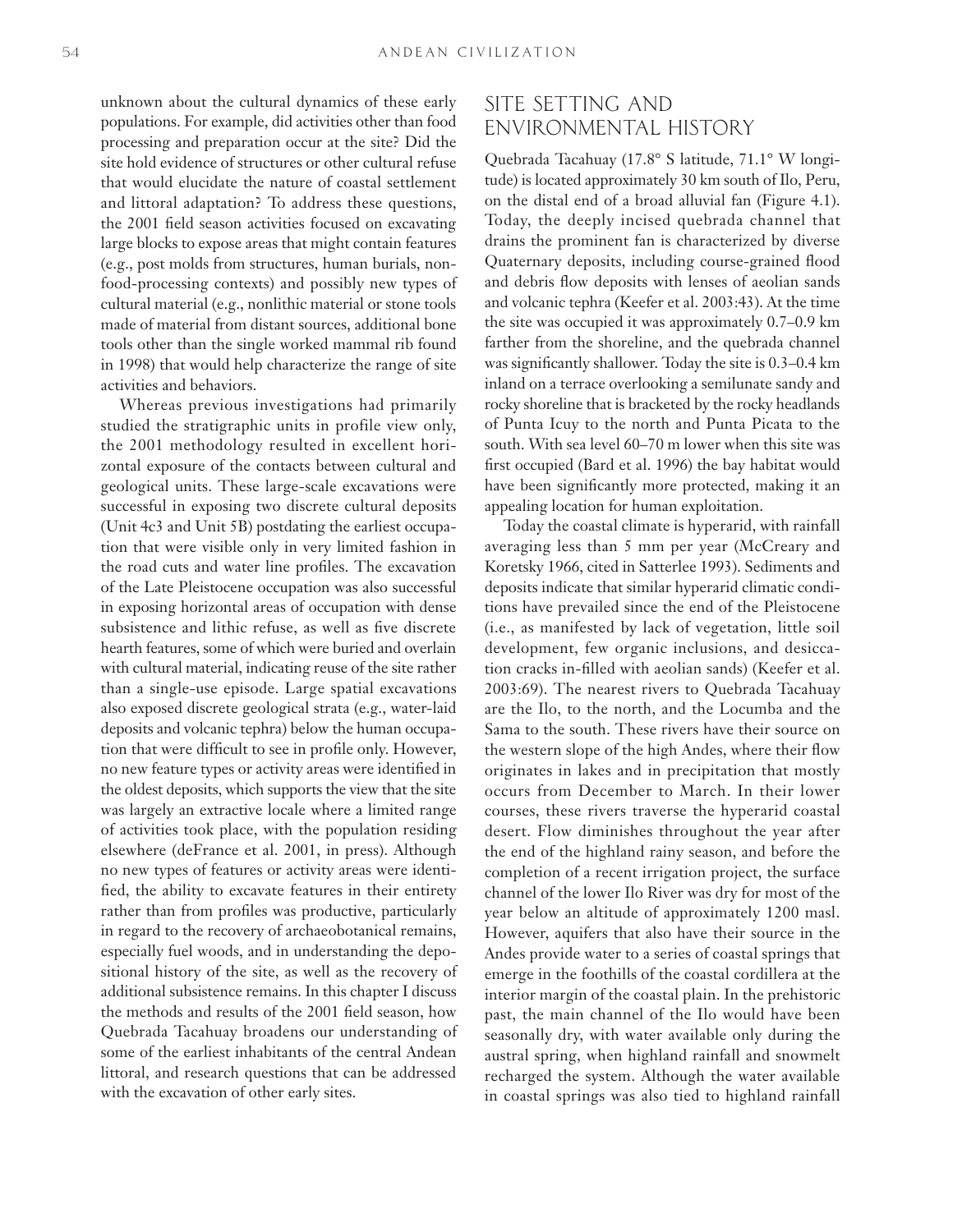unknown about the cultural dynamics of these early populations. For example, did activities other than food processing and preparation occur at the site? Did the site hold evidence of structures or other cultural refuse that would elucidate the nature of coastal settlement and littoral adaptation? To address these questions, the 2001 field season activities focused on excavating large blocks to expose areas that might contain features (e.g., post molds from structures, human burials, non-food-processing contexts) and possibly new types of cultural material (e.g., nonlithic material or stone tools made of material from distant sources, additional bone tools other than the single worked mammal rib found in 1998) that would help characterize the range of site activities and behaviors.

Whereas previous investigations had primarily studied the stratigraphic units in profile view only, the 2001 methodology resulted in excellent horizontal exposure of the contacts between cultural and geological units. These large-scale excavations were successful in exposing two discrete cultural deposits (Unit 4c3 and Unit 5B) postdating the earliest occupation that were visible only in very limited fashion in the road cuts and water line profiles. The excavation of the Late Pleistocene occupation was also successful in exposing horizontal areas of occupation with dense subsistence and lithic refuse, as well as five discrete hearth features, some of which were buried and overlain with cultural material, indicating reuse of the site rather than a single-use episode. Large spatial excavations also exposed discrete geological strata (e.g., water-laid deposits and volcanic tephra) below the human occupation that were difficult to see in profile only. However, no new feature types or activity areas were identified in the oldest deposits, which supports the view that the site was largely an extractive locale where a limited range of activities took place, with the population residing elsewhere (deFrance et al. 2001, in press). Although no new types of features or activity areas were identified, the ability to excavate features in their entirety rather than from profiles was productive, particularly in regard to the recovery of archaeobotanical remains, especially fuel woods, and in understanding the depositional history of the site, as well as the recovery of additional subsistence remains. In this chapter I discuss the methods and results of the 2001 field season, how Quebrada Tacahuay broadens our understanding of some of the earliest inhabitants of the central Andean littoral, and research questions that can be addressed with the excavation of other early sites.

## SITE SETTING AND ENVIRONMENTAL HISTORY

Quebrada Tacahuay (17.8° S latitude, 71.1° W longitude) is located approximately 30 km south of Ilo, Peru, on the distal end of a broad alluvial fan (Figure 4.1). Today, the deeply incised quebrada channel that drains the prominent fan is characterized by diverse Quaternary deposits, including course-grained flood and debris flow deposits with lenses of aeolian sands and volcanic tephra (Keefer et al. 2003:43). At the time the site was occupied it was approximately 0.7–0.9 km farther from the shoreline, and the quebrada channel was significantly shallower. Today the site is 0.3–0.4 km inland on a terrace overlooking a semilunate sandy and rocky shoreline that is bracketed by the rocky headlands of Punta Icuy to the north and Punta Picata to the south. With sea level 60–70 m lower when this site was first occupied (Bard et al. 1996) the bay habitat would have been significantly more protected, making it an appealing location for human exploitation.

Today the coastal climate is hyperarid, with rainfall averaging less than 5 mm per year (McCreary and Koretsky 1966, cited in Satterlee 1993). Sediments and deposits indicate that similar hyperarid climatic conditions have prevailed since the end of the Pleistocene (i.e., as manifested by lack of vegetation, little soil development, few organic inclusions, and desiccation cracks in-filled with aeolian sands) (Keefer et al. 2003:69). The nearest rivers to Quebrada Tacahuay are the Ilo, to the north, and the Locumba and the Sama to the south. These rivers have their source on the western slope of the high Andes, where their flow originates in lakes and in precipitation that mostly occurs from December to March. In their lower courses, these rivers traverse the hyperarid coastal desert. Flow diminishes throughout the year after the end of the highland rainy season, and before the completion of a recent irrigation project, the surface channel of the lower Ilo River was dry for most of the year below an altitude of approximately 1200 masl. However, aquifers that also have their source in the Andes provide water to a series of coastal springs that emerge in the foothills of the coastal cordillera at the interior margin of the coastal plain. In the prehistoric past, the main channel of the Ilo would have been seasonally dry, with water available only during the austral spring, when highland rainfall and snowmelt recharged the system. Although the water available in coastal springs was also tied to highland rainfall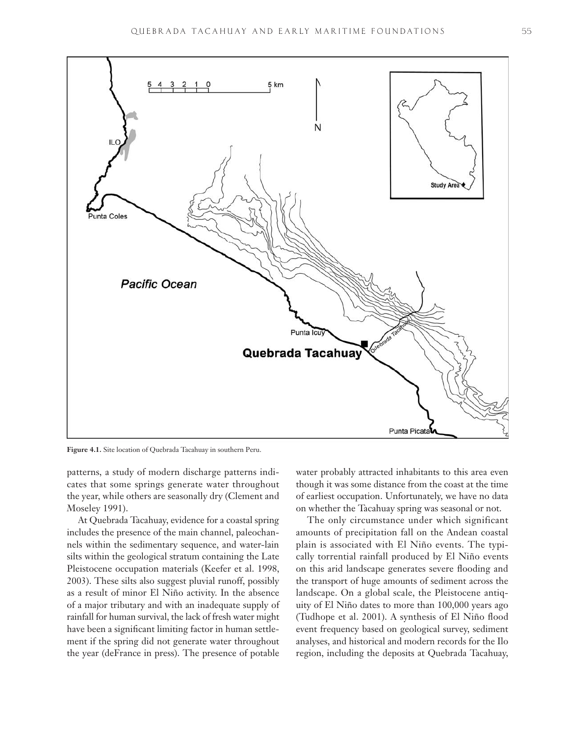Figure 4.1. Site location of Quebrada Tacahuay in southern Peru.

patterns, a study of modern discharge patterns indicates that some springs generate water throughout the year, while others are seasonally dry (Clement and Moseley 1991).

At Quebrada Tacahuay, evidence for a coastal spring includes the presence of the main channel, paleochannels within the sedimentary sequence, and water-lain silts within the geological stratum containing the Late Pleistocene occupation materials (Keefer et al. 1998, 2003). These silts also suggest pluvial runoff, possibly as a result of minor El Niño activity. In the absence of a major tributary and with an inadequate supply of rainfall for human survival, the lack of fresh water might have been a significant limiting factor in human settlement if the spring did not generate water throughout the year (deFrance in press). The presence of potable water probably attracted inhabitants to this area even though it was some distance from the coast at the time of earliest occupation. Unfortunately, we have no data on whether the Tacahuay spring was seasonal or not.

The only circumstance under which significant amounts of precipitation fall on the Andean coastal plain is associated with El Niño events. The typically torrential rainfall produced by El Niño events on this arid landscape generates severe flooding and the transport of huge amounts of sediment across the landscape. On a global scale, the Pleistocene antiquity of El Niño dates to more than 100,000 years ago (Tudhope et al. 2001). A synthesis of El Niño flood event frequency based on geological survey, sediment analyses, and historical and modern records for the Ilo region, including the deposits at Quebrada Tacahuay,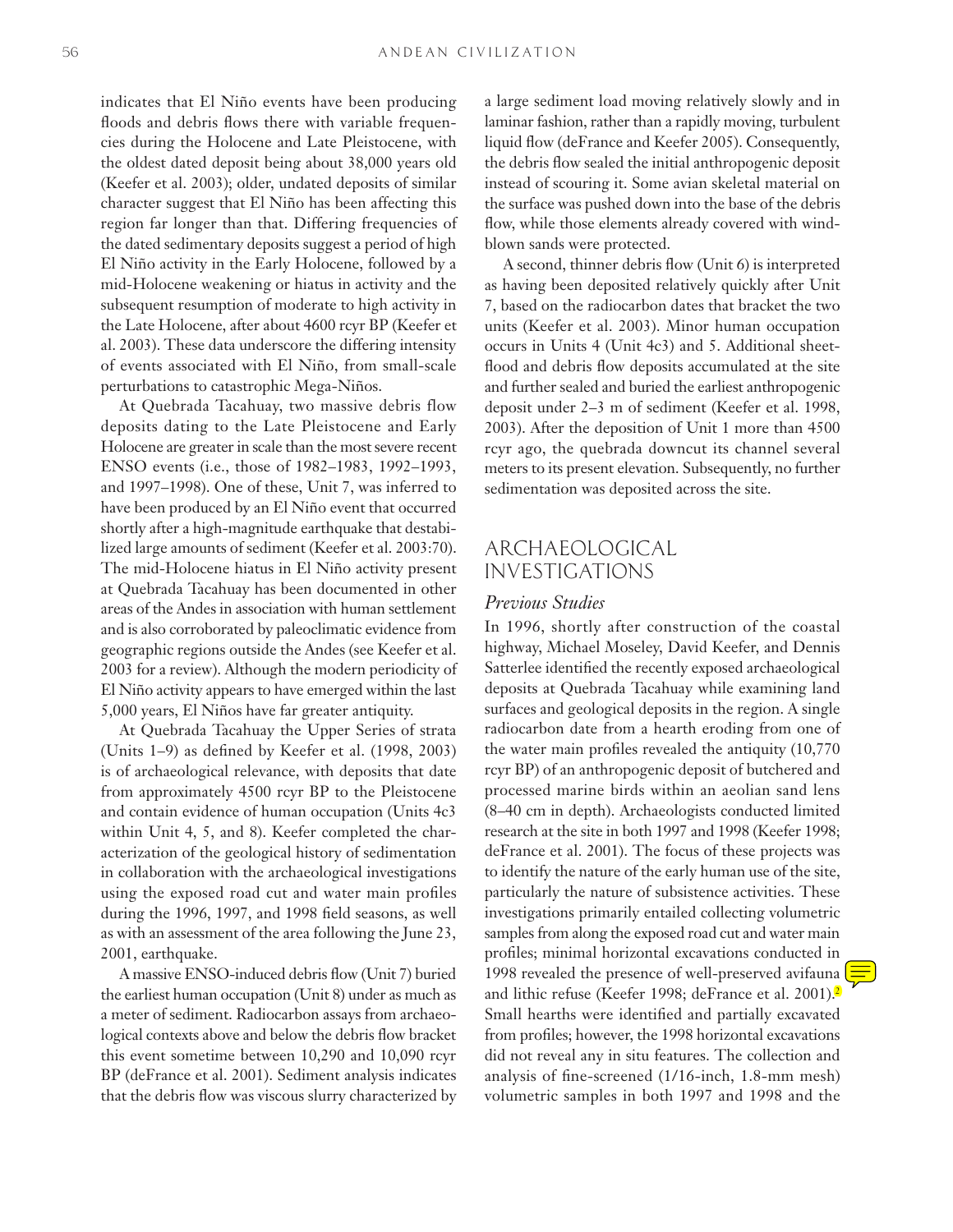indicates that El Niño events have been producing floods and debris flows there with variable frequencies during the Holocene and Late Pleistocene, with the oldest dated deposit being about 38,000 years old (Keefer et al. 2003); older, undated deposits of similar character suggest that El Niño has been affecting this region far longer than that. Differing frequencies of the dated sedimentary deposits suggest a period of high El Niño activity in the Early Holocene, followed by a mid-Holocene weakening or hiatus in activity and the subsequent resumption of moderate to high activity in the Late Holocene, after about 4600 rcyr BP (Keefer et al. 2003). These data underscore the differing intensity of events associated with El Niño, from small-scale perturbations to catastrophic Mega-Niños.

At Quebrada Tacahuay, two massive debris flow deposits dating to the Late Pleistocene and Early Holocene are greater in scale than the most severe recent ENSO events (i.e., those of 1982–1983, 1992–1993, and 1997–1998). One of these, Unit 7, was inferred to have been produced by an El Niño event that occurred shortly after a high-magnitude earthquake that destabilized large amounts of sediment (Keefer et al. 2003:70). The mid-Holocene hiatus in El Niño activity present at Quebrada Tacahuay has been documented in other areas of the Andes in association with human settlement and is also corroborated by paleoclimatic evidence from geographic regions outside the Andes (see Keefer et al. 2003 for a review). Although the modern periodicity of El Niño activity appears to have emerged within the last 5,000 years, El Niños have far greater antiquity.

At Quebrada Tacahuay the Upper Series of strata (Units 1–9) as defined by Keefer et al. (1998, 2003) is of archaeological relevance, with deposits that date from approximately 4500 rcyr BP to the Pleistocene and contain evidence of human occupation (Units 4c3 within Unit 4, 5, and 8). Keefer completed the characterization of the geological history of sedimentation in collaboration with the archaeological investigations using the exposed road cut and water main profiles during the 1996, 1997, and 1998 field seasons, as well as with an assessment of the area following the June 23, 2001, earthquake.

A massive ENSO-induced debris flow (Unit 7) buried the earliest human occupation (Unit 8) under as much as a meter of sediment. Radiocarbon assays from archaeological contexts above and below the debris flow bracket this event sometime between 10,290 and 10,090 rcyr BP (deFrance et al. 2001). Sediment analysis indicates that the debris flow was viscous slurry characterized by a large sediment load moving relatively slowly and in laminar fashion, rather than a rapidly moving, turbulent liquid flow (deFrance and Keefer 2005). Consequently, the debris flow sealed the initial anthropogenic deposit instead of scouring it. Some avian skeletal material on the surface was pushed down into the base of the debris flow, while those elements already covered with windblown sands were protected.

A second, thinner debris flow (Unit 6) is interpreted as having been deposited relatively quickly after Unit 7, based on the radiocarbon dates that bracket the two units (Keefer et al. 2003). Minor human occupation occurs in Units 4 (Unit 4c3) and 5. Additional sheetflood and debris flow deposits accumulated at the site and further sealed and buried the earliest anthropogenic deposit under 2–3 m of sediment (Keefer et al. 1998, 2003). After the deposition of Unit 1 more than 4500 rcyr ago, the quebrada downcut its channel several meters to its present elevation. Subsequently, no further sedimentation was deposited across the site.

## ARCHAEOLOGICAL INVESTIGATIONS

### *Previous Studies*

In 1996, shortly after construction of the coastal highway, Michael Moseley, David Keefer, and Dennis Satterlee identified the recently exposed archaeological deposits at Quebrada Tacahuay while examining land surfaces and geological deposits in the region. A single radiocarbon date from a hearth eroding from one of the water main profiles revealed the antiquity (10,770 rcyr BP) of an anthropogenic deposit of butchered and processed marine birds within an aeolian sand lens (8–40 cm in depth). Archaeologists conducted limited research at the site in both 1997 and 1998 (Keefer 1998; deFrance et al. 2001). The focus of these projects was to identify the nature of the early human use of the site, particularly the nature of subsistence activities. These investigations primarily entailed collecting volumetric samples from along the exposed road cut and water main profiles; minimal horizontal excavations conducted in 1998 revealed the presence of well-preserved avifauna and lithic refuse (Keefer 1998; deFrance et al. 2001).[2] Small hearths were identified and partially excavated from profiles; however, the 1998 horizontal excavations did not reveal any in situ features. The collection and analysis of fine-screened (1/16-inch, 1.8-mm mesh) volumetric samples in both 1997 and 1998 and the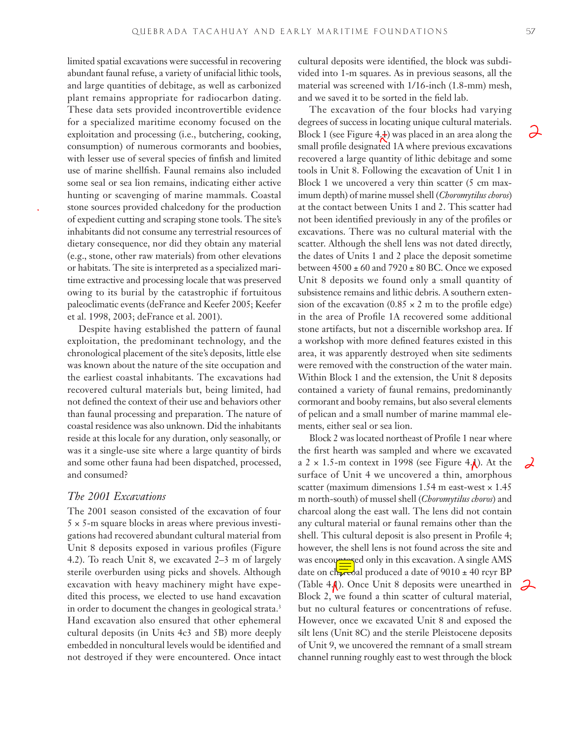limited spatial excavations were successful in recovering abundant faunal refuse, a variety of unifacial lithic tools, and large quantities of debitage, as well as carbonized plant remains appropriate for radiocarbon dating. These data sets provided incontrovertible evidence for a specialized maritime economy focused on the exploitation and processing (i.e., butchering, cooking, consumption) of numerous cormorants and boobies, with lesser use of several species of finfish and limited use of marine shellfish. Faunal remains also included some seal or sea lion remains, indicating either active hunting or scavenging of marine mammals. Coastal stone sources provided chalcedony for the production of expedient cutting and scraping stone tools. The site's inhabitants did not consume any terrestrial resources of dietary consequence, nor did they obtain any material (e.g., stone, other raw materials) from other elevations or habitats. The site is interpreted as a specialized maritime extractive and processing locale that was preserved owing to its burial by the catastrophic if fortuitous paleoclimatic events (deFrance and Keefer 2005; Keefer et al. 1998, 2003; deFrance et al. 2001).

Despite having established the pattern of faunal exploitation, the predominant technology, and the chronological placement of the site's deposits, little else was known about the nature of the site occupation and the earliest coastal inhabitants. The excavations had recovered cultural materials but, being limited, had not defined the context of their use and behaviors other than faunal processing and preparation. The nature of coastal residence was also unknown. Did the inhabitants reside at this locale for any duration, only seasonally, or was it a single-use site where a large quantity of birds and some other fauna had been dispatched, processed, and consumed?

## *The 2001 Excavations*

The 2001 season consisted of the excavation of four 5 × 5-m square blocks in areas where previous investigations had recovered abundant cultural material from Unit 8 deposits exposed in various profiles (Figure 4.2). To reach Unit 8, we excavated 2–3 m of largely sterile overburden using picks and shovels. Although excavation with heavy machinery might have expedited this process, we elected to use hand excavation in order to document the changes in geological strata.[3] Hand excavation also ensured that other ephemeral cultural deposits (in Units 4c3 and 5B) more deeply embedded in noncultural levels would be identified and not destroyed if they were encountered. Once intact cultural deposits were identified, the block was subdivided into 1-m squares. As in previous seasons, all the material was screened with 1/16-inch (1.8-mm) mesh, and we saved it to be sorted in the field lab.

The excavation of the four blocks had varying degrees of success in locating unique cultural materials. Block 1 (see Figure 4.1) was placed in an area along the small profile designated 1A where previous excavations recovered a large quantity of lithic debitage and some tools in Unit 8. Following the excavation of Unit 1 in Block 1 we uncovered a very thin scatter (5 cm maximum depth) of marine mussel shell (*Choromytilus choros*) at the contact between Units 1 and 2. This scatter had not been identified previously in any of the profiles or excavations. There was no cultural material with the scatter. Although the shell lens was not dated directly, the dates of Units 1 and 2 place the deposit sometime between 4500 ± 60 and 7920 ± 80 BC. Once we exposed Unit 8 deposits we found only a small quantity of subsistence remains and lithic debris. A southern extension of the excavation (0.85 × 2 m to the profile edge) in the area of Profile 1A recovered some additional stone artifacts, but not a discernible workshop area. If a workshop with more defined features existed in this area, it was apparently destroyed when site sediments were removed with the construction of the water main. Within Block 1 and the extension, the Unit 8 deposits contained a variety of faunal remains, predominantly cormorant and booby remains, but also several elements of pelican and a small number of marine mammal elements, either seal or sea lion.

Block 2 was located northeast of Profile 1 near where the first hearth was sampled and where we excavated a 2 × 1.5-m context in 1998 (see Figure 4.1). At the surface of Unit 4 we uncovered a thin, amorphous scatter (maximum dimensions 1.54 m east-west × 1.45 m north-south) of mussel shell (*Choromytilus choros*) and charcoal along the east wall. The lens did not contain any cultural material or faunal remains other than the shell. This cultural deposit is also present in Profile 4; however, the shell lens is not found across the site and was encountered only in this excavation. A single AMS date on charcoal produced a date of 9010 ± 40 rcyr BP (Table 4.1). Once Unit 8 deposits were unearthed in Block 2, we found a thin scatter of cultural material, but no cultural features or concentrations of refuse. However, once we excavated Unit 8 and exposed the silt lens (Unit 8C) and the sterile Pleistocene deposits of Unit 9, we uncovered the remnant of a small stream channel running roughly east to west through the block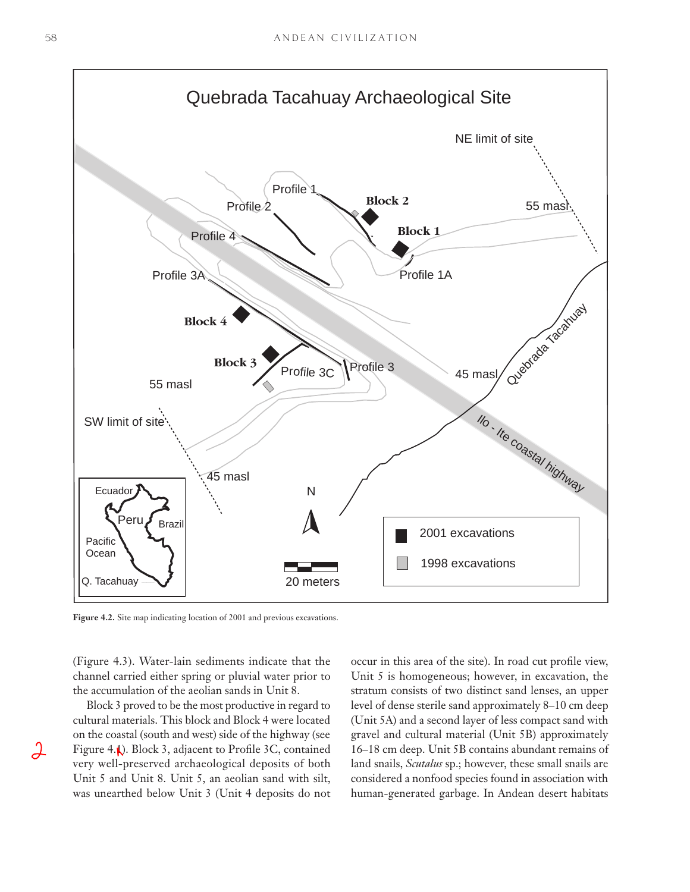**Figure 4.2.** Site map indicating location of 2001 and previous excavations.

(Figure 4.3). Water-lain sediments indicate that the channel carried either spring or pluvial water prior to the accumulation of the aeolian sands in Unit 8.

Block 3 proved to be the most productive in regard to cultural materials. This block and Block 4 were located on the coastal (south and west) side of the highway (see Figure 4.1). Block 3, adjacent to Profile 3C, contained very well-preserved archaeological deposits of both Unit 5 and Unit 8. Unit 5, an aeolian sand with silt, was unearthed below Unit 3 (Unit 4 deposits do not occur in this area of the site). In road cut profile view, Unit 5 is homogeneous; however, in excavation, the stratum consists of two distinct sand lenses, an upper level of dense sterile sand approximately 8–10 cm deep (Unit 5A) and a second layer of less compact sand with gravel and cultural material (Unit 5B) approximately 16–18 cm deep. Unit 5B contains abundant remains of land snails, *Scutalus* sp.; however, these small snails are considered a nonfood species found in association with human-generated garbage. In Andean desert habitats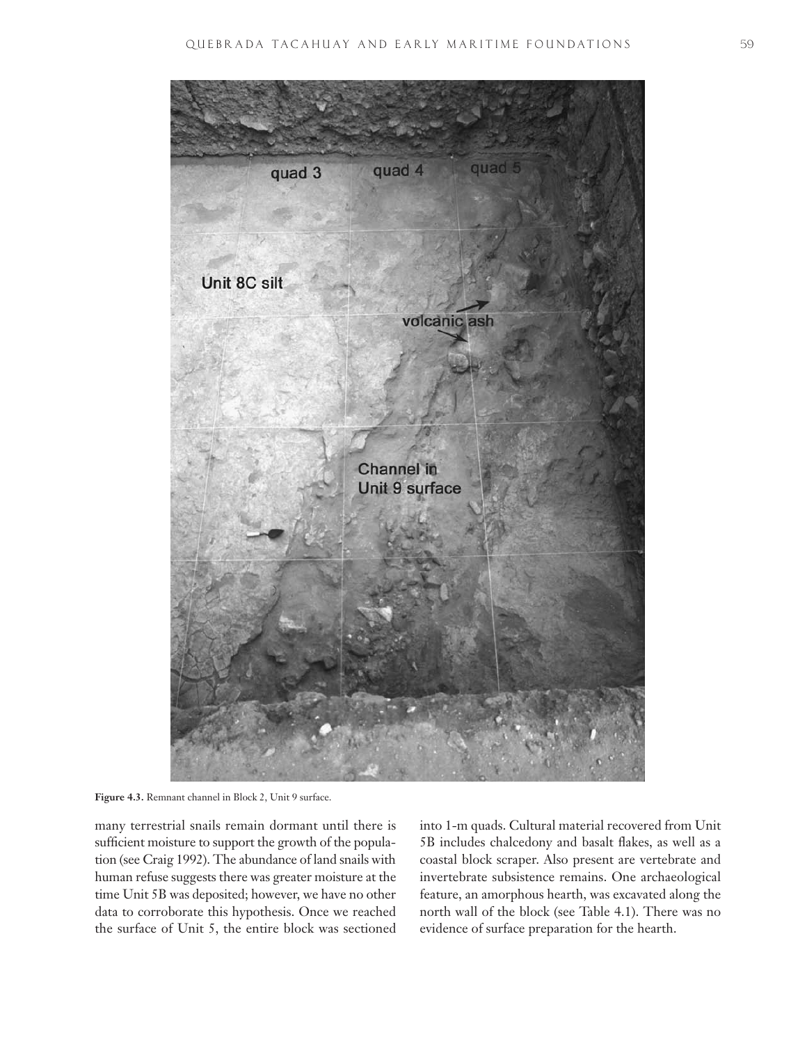**Figure 4.3.** Remnant channel in Block 2, Unit 9 surface.

many terrestrial snails remain dormant until there is sufficient moisture to support the growth of the population (see Craig 1992). The abundance of land snails with human refuse suggests there was greater moisture at the time Unit 5B was deposited; however, we have no other data to corroborate this hypothesis. Once we reached the surface of Unit 5, the entire block was sectioned into 1-m quads. Cultural material recovered from Unit 5B includes chalcedony and basalt flakes, as well as a coastal block scraper. Also present are vertebrate and invertebrate subsistence remains. One archaeological feature, an amorphous hearth, was excavated along the north wall of the block (see Table 4.1). There was no evidence of surface preparation for the hearth.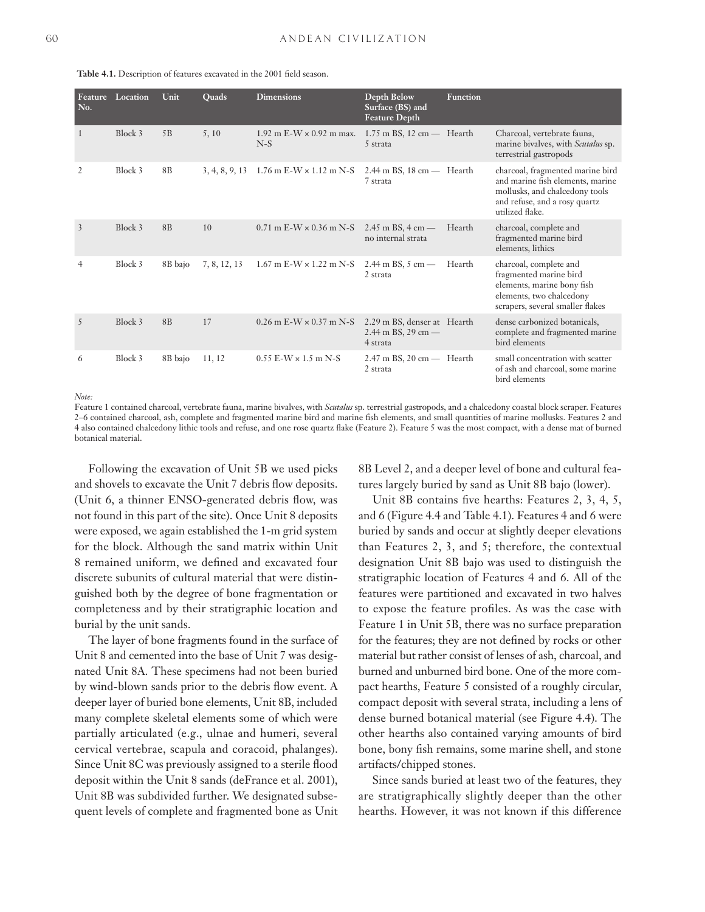**Table 4.1.** Description of features excavated in the 2001 field season.

| Feature No. | Location | Unit | Quads | Dimensions | Depth Below Surface (BS) and Feature Depth | Function | |
|---|---|---|---|---|---|---|---|
| 1 | Block 3 | 5B | 5, 10 | 1.92 m E-W × 0.92 m max. N-S | 1.75 m BS, 12 cm — 5 strata | Hearth | Charcoal, vertebrate fauna, marine bivalves, with *Scutalus* sp. terrestrial gastropods |
| 2 | Block 3 | 8B | 3, 4, 8, 9, 13 | 1.76 m E-W × 1.12 m N-S | 2.44 m BS, 18 cm — 7 strata | Hearth | charcoal, fragmented marine bird and marine fish elements, marine mollusks, and chalcedony tools and refuse, and a rosy quartz utilized flake. |
| 3 | Block 3 | 8B | 10 | 0.71 m E-W × 0.36 m N-S | 2.45 m BS, 4 cm — no internal strata | Hearth | charcoal, complete and fragmented marine bird elements, lithics |
| 4 | Block 3 | 8B bajo | 7, 8, 12, 13 | 1.67 m E-W × 1.22 m N-S | 2.44 m BS, 5 cm — 2 strata | Hearth | charcoal, complete and fragmented marine bird elements, marine bony fish elements, two chalcedony scrapers, several smaller flakes |
| 5 | Block 3 | 8B | 17 | 0.26 m E-W × 0.37 m N-S | 2.29 m BS, denser at 2.44 m BS, 29 cm — 4 strata | Hearth | dense carbonized botanicals, complete and fragmented marine bird elements |
| 6 | Block 3 | 8B bajo | 11, 12 | 0.55 E-W × 1.5 m N-S | 2.47 m BS, 20 cm — 2 strata | Hearth | small concentration with scatter of ash and charcoal, some marine bird elements |

*Note:*
Feature 1 contained charcoal, vertebrate fauna, marine bivalves, with *Scutalus* sp. terrestrial gastropods, and a chalcedony coastal block scraper. Features 2–6 contained charcoal, ash, complete and fragmented marine bird and marine fish elements, and small quantities of marine mollusks. Features 2 and 4 also contained chalcedony lithic tools and refuse, and one rose quartz flake (Feature 2). Feature 5 was the most compact, with a dense mat of burned botanical material.

Following the excavation of Unit 5B we used picks and shovels to excavate the Unit 7 debris flow deposits. (Unit 6, a thinner ENSO-generated debris flow, was not found in this part of the site). Once Unit 8 deposits were exposed, we again established the 1-m grid system for the block. Although the sand matrix within Unit 8 remained uniform, we defined and excavated four discrete subunits of cultural material that were distinguished both by the degree of bone fragmentation or completeness and by their stratigraphic location and burial by the unit sands.

The layer of bone fragments found in the surface of Unit 8 and cemented into the base of Unit 7 was designated Unit 8A. These specimens had not been buried by wind-blown sands prior to the debris flow event. A deeper layer of buried bone elements, Unit 8B, included many complete skeletal elements some of which were partially articulated (e.g., ulnae and humeri, several cervical vertebrae, scapula and coracoid, phalanges). Since Unit 8C was previously assigned to a sterile flood deposit within the Unit 8 sands (deFrance et al. 2001), Unit 8B was subdivided further. We designated subsequent levels of complete and fragmented bone as Unit 8B Level 2, and a deeper level of bone and cultural features largely buried by sand as Unit 8B bajo (lower).

Unit 8B contains five hearths: Features 2, 3, 4, 5, and 6 (Figure 4.4 and Table 4.1). Features 4 and 6 were buried by sands and occur at slightly deeper elevations than Features 2, 3, and 5; therefore, the contextual designation Unit 8B bajo was used to distinguish the stratigraphic location of Features 4 and 6. All of the features were partitioned and excavated in two halves to expose the feature profiles. As was the case with Feature 1 in Unit 5B, there was no surface preparation for the features; they are not defined by rocks or other material but rather consist of lenses of ash, charcoal, and burned and unburned bird bone. One of the more compact hearths, Feature 5 consisted of a roughly circular, compact deposit with several strata, including a lens of dense burned botanical material (see Figure 4.4). The other hearths also contained varying amounts of bird bone, bony fish remains, some marine shell, and stone artifacts/chipped stones.

Since sands buried at least two of the features, they are stratigraphically slightly deeper than the other hearths. However, it was not known if this difference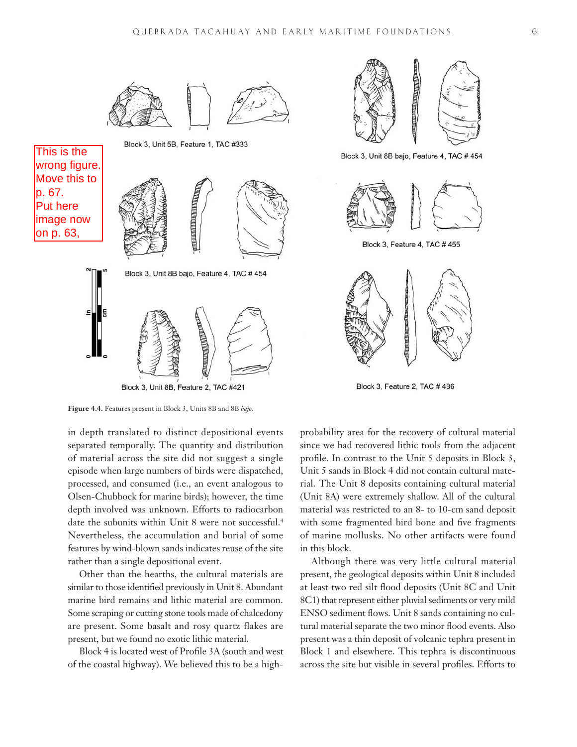This is the wrong figure. Move this to p. 67. Put here image now on p. 63,

Block 3, Unit 5B, Feature 1, TAC #333

Block 3, Unit 8B bajo, Feature 4, TAC # 454

Block 3, Unit 8B, Feature 2, TAC #421

Block 3, Unit 8B bajo, Feature 4, TAC # 454

Block 3, Feature 4, TAC # 455

Block 3, Feature 2, TAC # 486

**Figure 4.4.** Features present in Block 3, Units 8B and 8B *bajo*.

in depth translated to distinct depositional events separated temporally. The quantity and distribution of material across the site did not suggest a single episode when large numbers of birds were dispatched, processed, and consumed (i.e., an event analogous to Olsen-Chubbock for marine birds); however, the time depth involved was unknown. Efforts to radiocarbon date the subunits within Unit 8 were not successful.[4] Nevertheless, the accumulation and burial of some features by wind-blown sands indicates reuse of the site rather than a single depositional event.

Other than the hearths, the cultural materials are similar to those identified previously in Unit 8. Abundant marine bird remains and lithic material are common. Some scraping or cutting stone tools made of chalcedony are present. Some basalt and rosy quartz flakes are present, but we found no exotic lithic material.

Block 4 is located west of Profile 3A (south and west of the coastal highway). We believed this to be a high-probability area for the recovery of cultural material since we had recovered lithic tools from the adjacent profile. In contrast to the Unit 5 deposits in Block 3, Unit 5 sands in Block 4 did not contain cultural material. The Unit 8 deposits containing cultural material (Unit 8A) were extremely shallow. All of the cultural material was restricted to an 8- to 10-cm sand deposit with some fragmented bird bone and five fragments of marine mollusks. No other artifacts were found in this block.

Although there was very little cultural material present, the geological deposits within Unit 8 included at least two red silt flood deposits (Unit 8C and Unit 8C1) that represent either pluvial sediments or very mild ENSO sediment flows. Unit 8 sands containing no cultural material separate the two minor flood events. Also present was a thin deposit of volcanic tephra present in Block 1 and elsewhere. This tephra is discontinuous across the site but visible in several profiles. Efforts to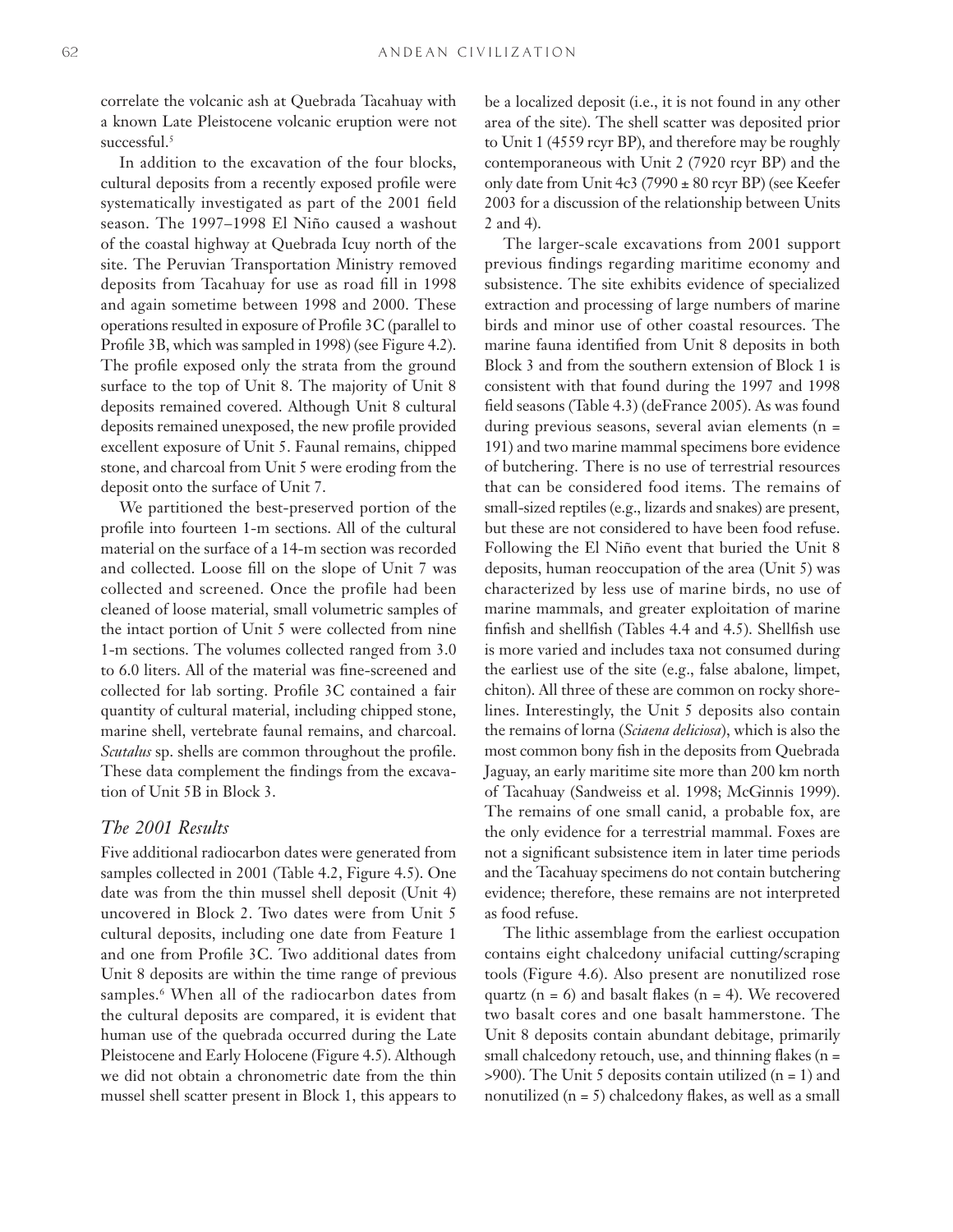correlate the volcanic ash at Quebrada Tacahuay with a known Late Pleistocene volcanic eruption were not successful.[5]

In addition to the excavation of the four blocks, cultural deposits from a recently exposed profile were systematically investigated as part of the 2001 field season. The 1997–1998 El Niño caused a washout of the coastal highway at Quebrada Icuy north of the site. The Peruvian Transportation Ministry removed deposits from Tacahuay for use as road fill in 1998 and again sometime between 1998 and 2000. These operations resulted in exposure of Profile 3C (parallel to Profile 3B, which was sampled in 1998) (see Figure 4.2). The profile exposed only the strata from the ground surface to the top of Unit 8. The majority of Unit 8 deposits remained covered. Although Unit 8 cultural deposits remained unexposed, the new profile provided excellent exposure of Unit 5. Faunal remains, chipped stone, and charcoal from Unit 5 were eroding from the deposit onto the surface of Unit 7.

We partitioned the best-preserved portion of the profile into fourteen 1-m sections. All of the cultural material on the surface of a 14-m section was recorded and collected. Loose fill on the slope of Unit 7 was collected and screened. Once the profile had been cleaned of loose material, small volumetric samples of the intact portion of Unit 5 were collected from nine 1-m sections. The volumes collected ranged from 3.0 to 6.0 liters. All of the material was fine-screened and collected for lab sorting. Profile 3C contained a fair quantity of cultural material, including chipped stone, marine shell, vertebrate faunal remains, and charcoal. *Scutalus* sp. shells are common throughout the profile. These data complement the findings from the excavation of Unit 5B in Block 3.

## *The 2001 Results*

Five additional radiocarbon dates were generated from samples collected in 2001 (Table 4.2, Figure 4.5). One date was from the thin mussel shell deposit (Unit 4) uncovered in Block 2. Two dates were from Unit 5 cultural deposits, including one date from Feature 1 and one from Profile 3C. Two additional dates from Unit 8 deposits are within the time range of previous samples.[6] When all of the radiocarbon dates from the cultural deposits are compared, it is evident that human use of the quebrada occurred during the Late Pleistocene and Early Holocene (Figure 4.5). Although we did not obtain a chronometric date from the thin mussel shell scatter present in Block 1, this appears to be a localized deposit (i.e., it is not found in any other area of the site). The shell scatter was deposited prior to Unit 1 (4559 rcyr BP), and therefore may be roughly contemporaneous with Unit 2 (7920 rcyr BP) and the only date from Unit 4c3 (7990 ± 80 rcyr BP) (see Keefer 2003 for a discussion of the relationship between Units 2 and 4).

The larger-scale excavations from 2001 support previous findings regarding maritime economy and subsistence. The site exhibits evidence of specialized extraction and processing of large numbers of marine birds and minor use of other coastal resources. The marine fauna identified from Unit 8 deposits in both Block 3 and from the southern extension of Block 1 is consistent with that found during the 1997 and 1998 field seasons (Table 4.3) (deFrance 2005). As was found during previous seasons, several avian elements (n = 191) and two marine mammal specimens bore evidence of butchering. There is no use of terrestrial resources that can be considered food items. The remains of small-sized reptiles (e.g., lizards and snakes) are present, but these are not considered to have been food refuse. Following the El Niño event that buried the Unit 8 deposits, human reoccupation of the area (Unit 5) was characterized by less use of marine birds, no use of marine mammals, and greater exploitation of marine finfish and shellfish (Tables 4.4 and 4.5). Shellfish use is more varied and includes taxa not consumed during the earliest use of the site (e.g., false abalone, limpet, chiton). All three of these are common on rocky shorelines. Interestingly, the Unit 5 deposits also contain the remains of lorna (*Sciaena deliciosa*), which is also the most common bony fish in the deposits from Quebrada Jaguay, an early maritime site more than 200 km north of Tacahuay (Sandweiss et al. 1998; McGinnis 1999). The remains of one small canid, a probable fox, are the only evidence for a terrestrial mammal. Foxes are not a significant subsistence item in later time periods and the Tacahuay specimens do not contain butchering evidence; therefore, these remains are not interpreted as food refuse.

The lithic assemblage from the earliest occupation contains eight chalcedony unifacial cutting/scraping tools (Figure 4.6). Also present are nonutilized rose quartz (n = 6) and basalt flakes (n = 4). We recovered two basalt cores and one basalt hammerstone. The Unit 8 deposits contain abundant debitage, primarily small chalcedony retouch, use, and thinning flakes (n = >900). The Unit 5 deposits contain utilized (n = 1) and nonutilized (n = 5) chalcedony flakes, as well as a small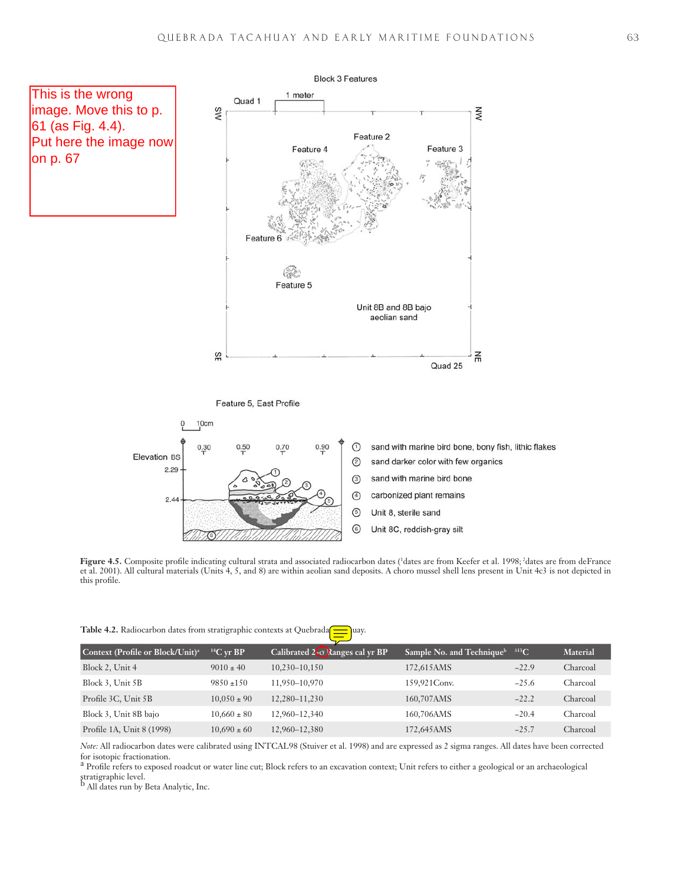This is the wrong image. Move this to p. 61 (as Fig. 4.4). Put here the image now on p. 67

Block 3 Features

Quad 1 — 1 meter — SW — NW — Feature 2 — Feature 4 — Feature 3 — Feature 6 — Feature 5 — Unit 8B and 8B bajo aeolian sand — SE — NE — Quad 25

Feature 5, East Profile

0 10cm

Elevation BS 2.29 2.44 — 0.30 0.50 0.70 0.90

1. sand with marine bird bone, bony fish, lithic flakes
2. sand darker color with few organics
3. sand with marine bird bone
4. carbonized plant remains
5. Unit 8, sterile sand
6. Unit 8C, reddish-gray silt

**Figure 4.5.** Composite profile indicating cultural strata and associated radiocarbon dates ([1]dates are from Keefer et al. 1998; [2]dates are from deFrance et al. 2001). All cultural materials (Units 4, 5, and 8) are within aeolian sand deposits. A choro mussel shell lens present in Unit 4c3 is not depicted in this profile.

**Table 4.2.** Radiocarbon dates from stratigraphic contexts at Quebrada Tacahuay.

| Context (Profile or Block/Unit)[a] | $^{14}$C yr BP | Calibrated 2-σ Ranges cal yr BP | Sample No. and Technique[b] | $\delta^{13}$C | Material |
|---|---|---|---|---|---|
| Block 2, Unit 4 | 9010 ± 40 | 10,230–10,150 | 172,615AMS | −22.9 | Charcoal |
| Block 3, Unit 5B | 9850 ±150 | 11,950–10,970 | 159,921Conv. | −25.6 | Charcoal |
| Profile 3C, Unit 5B | 10,050 ± 90 | 12,280–11,230 | 160,707AMS | −22.2 | Charcoal |
| Block 3, Unit 8B bajo | 10,660 ± 80 | 12,960–12,340 | 160,706AMS | −20.4 | Charcoal |
| Profile 1A, Unit 8 (1998) | 10,690 ± 60 | 12,960–12,380 | 172,645AMS | −25.7 | Charcoal |

*Note:* All radiocarbon dates were calibrated using INTCAL98 (Stuiver et al. 1998) and are expressed as 2 sigma ranges. All dates have been corrected for isotopic fractionation.

[a] Profile refers to exposed roadcut or water line cut; Block refers to an excavation context; Unit refers to either a geological or an archaeological stratigraphic level.

[b] All dates run by Beta Analytic, Inc.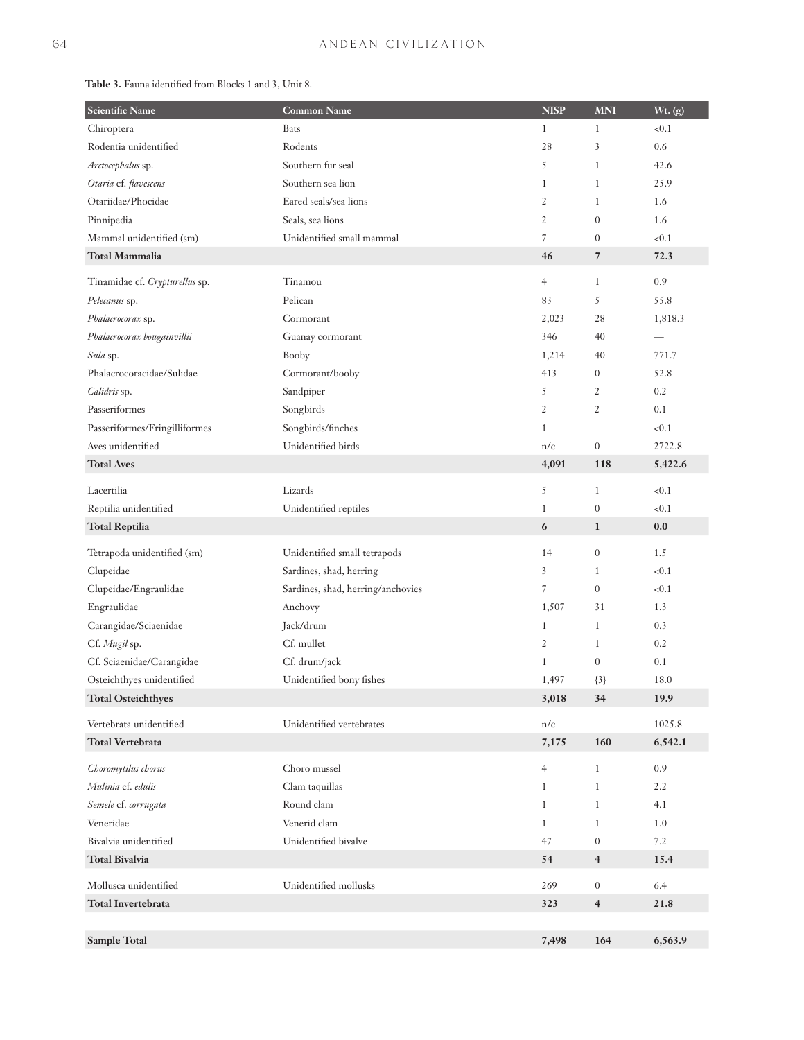**Table 3.** Fauna identified from Blocks 1 and 3, Unit 8.

| Scientific Name | Common Name | NISP | MNI | Wt. (g) |
|---|---|---|---|---|
| Chiroptera | Bats | 1 | 1 | <0.1 |
| Rodentia unidentified | Rodents | 28 | 3 | 0.6 |
| *Arctocephalus* sp. | Southern fur seal | 5 | 1 | 42.6 |
| *Otaria* cf. *flavescens* | Southern sea lion | 1 | 1 | 25.9 |
| Otariidae/Phocidae | Eared seals/sea lions | 2 | 1 | 1.6 |
| Pinnipedia | Seals, sea lions | 2 | 0 | 1.6 |
| Mammal unidentified (sm) | Unidentified small mammal | 7 | 0 | <0.1 |
| **Total Mammalia** | | **46** | **7** | **72.3** |
| Tinamidae cf. *Crypturellus* sp. | Tinamou | 4 | 1 | 0.9 |
| *Pelecanus* sp. | Pelican | 83 | 5 | 55.8 |
| *Phalacrocorax* sp. | Cormorant | 2,023 | 28 | 1,818.3 |
| *Phalacrocorax bougainvillii* | Guanay cormorant | 346 | 40 | — |
| *Sula* sp. | Booby | 1,214 | 40 | 771.7 |
| Phalacrocoracidae/Sulidae | Cormorant/booby | 413 | 0 | 52.8 |
| *Calidris* sp. | Sandpiper | 5 | 2 | 0.2 |
| Passeriformes | Songbirds | 2 | 2 | 0.1 |
| Passeriformes/Fringilliformes | Songbirds/finches | 1 | | <0.1 |
| Aves unidentified | Unidentified birds | n/c | 0 | 2722.8 |
| **Total Aves** | | **4,091** | **118** | **5,422.6** |
| Lacertilia | Lizards | 5 | 1 | <0.1 |
| Reptilia unidentified | Unidentified reptiles | 1 | 0 | <0.1 |
| **Total Reptilia** | | **6** | **1** | **0.0** |
| Tetrapoda unidentified (sm) | Unidentified small tetrapods | 14 | 0 | 1.5 |
| Clupeidae | Sardines, shad, herring | 3 | 1 | <0.1 |
| Clupeidae/Engraulidae | Sardines, shad, herring/anchovies | 7 | 0 | <0.1 |
| Engraulidae | Anchovy | 1,507 | 31 | 1.3 |
| Carangidae/Sciaenidae | Jack/drum | 1 | 1 | 0.3 |
| Cf. *Mugil* sp. | Cf. mullet | 2 | 1 | 0.2 |
| Cf. Sciaenidae/Carangidae | Cf. drum/jack | 1 | 0 | 0.1 |
| Osteichthyes unidentified | Unidentified bony fishes | 1,497 | {3} | 18.0 |
| **Total Osteichthyes** | | **3,018** | **34** | **19.9** |
| Vertebrata unidentified | Unidentified vertebrates | n/c | | 1025.8 |
| **Total Vertebrata** | | **7,175** | **160** | **6,542.1** |
| *Choromytilus chorus* | Choro mussel | 4 | 1 | 0.9 |
| *Mulinia* cf. *edulis* | Clam taquillas | 1 | 1 | 2.2 |
| *Semele* cf. *corrugata* | Round clam | 1 | 1 | 4.1 |
| Veneridae | Venerid clam | 1 | 1 | 1.0 |
| Bivalvia unidentified | Unidentified bivalve | 47 | 0 | 7.2 |
| **Total Bivalvia** | | **54** | **4** | **15.4** |
| Mollusca unidentified | Unidentified mollusks | 269 | 0 | 6.4 |
| **Total Invertebrata** | | **323** | **4** | **21.8** |
| **Sample Total** | | **7,498** | **164** | **6,563.9** |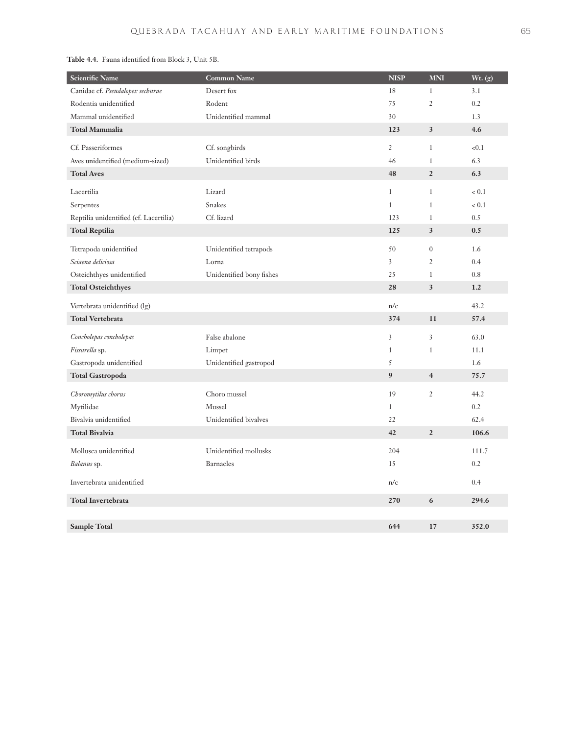**Table 4.4.** Fauna identified from Block 3, Unit 5B.

| Scientific Name | Common Name | NISP | MNI | Wt. (g) |
|---|---|---|---|---|
| Canidae cf. *Pseudalopex sechurae* | Desert fox | 18 | 1 | 3.1 |
| Rodentia unidentified | Rodent | 75 | 2 | 0.2 |
| Mammal unidentified | Unidentified mammal | 30 | | 1.3 |
| **Total Mammalia** | | **123** | **3** | **4.6** |
| Cf. Passeriformes | Cf. songbirds | 2 | 1 | <0.1 |
| Aves unidentified (medium-sized) | Unidentified birds | 46 | 1 | 6.3 |
| **Total Aves** | | **48** | **2** | **6.3** |
| Lacertilia | Lizard | 1 | 1 | < 0.1 |
| Serpentes | Snakes | 1 | 1 | < 0.1 |
| Reptilia unidentified (cf. Lacertilia) | Cf. lizard | 123 | 1 | 0.5 |
| **Total Reptilia** | | **125** | **3** | **0.5** |
| Tetrapoda unidentified | Unidentified tetrapods | 50 | 0 | 1.6 |
| *Sciaena deliciosa* | Lorna | 3 | 2 | 0.4 |
| Osteichthyes unidentified | Unidentified bony fishes | 25 | 1 | 0.8 |
| **Total Osteichthyes** | | **28** | **3** | **1.2** |
| Vertebrata unidentified (lg) | | n/c | | 43.2 |
| **Total Vertebrata** | | **374** | **11** | **57.4** |
| *Concholepas concholepas* | False abalone | 3 | 3 | 63.0 |
| *Fissurella* sp. | Limpet | 1 | 1 | 11.1 |
| Gastropoda unidentified | Unidentified gastropod | 5 | | 1.6 |
| **Total Gastropoda** | | **9** | **4** | **75.7** |
| *Choromytilus chorus* | Choro mussel | 19 | 2 | 44.2 |
| Mytilidae | Mussel | 1 | | 0.2 |
| Bivalvia unidentified | Unidentified bivalves | 22 | | 62.4 |
| **Total Bivalvia** | | **42** | **2** | **106.6** |
| Mollusca unidentified | Unidentified mollusks | 204 | | 111.7 |
| *Balanus* sp. | Barnacles | 15 | | 0.2 |
| Invertebrata unidentified | | n/c | | 0.4 |
| **Total Invertebrata** | | **270** | **6** | **294.6** |
| **Sample Total** | | **644** | **17** | **352.0** |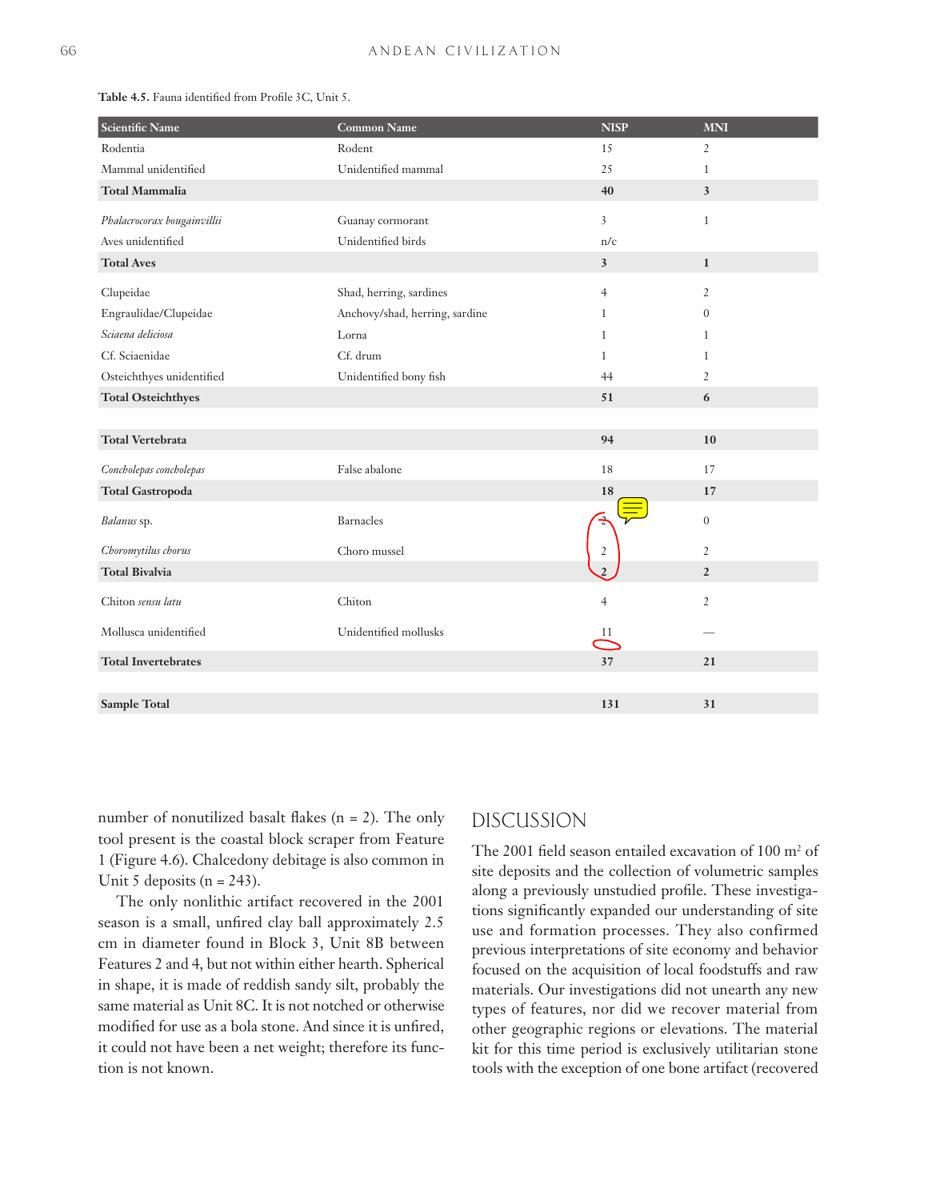**Table 4.5.** Fauna identified from Profile 3C, Unit 5.

| Scientific Name | Common Name | NISP | MNI |
|---|---|---|---|
| Rodentia | Rodent | 15 | 2 |
| Mammal unidentified | Unidentified mammal | 25 | 1 |
| **Total Mammalia** | | **40** | **3** |
| *Phalacrocorax bougainvillii* | Guanay cormorant | 3 | 1 |
| Aves unidentified | Unidentified birds | n/c | |
| **Total Aves** | | **3** | **1** |
| Clupeidae | Shad, herring, sardines | 4 | 2 |
| Engraulidae/Clupeidae | Anchovy/shad, herring, sardine | 1 | 0 |
| *Sciaena deliciosa* | Lorna | 1 | 1 |
| Cf. Sciaenidae | Cf. drum | 1 | 1 |
| Osteichthyes unidentified | Unidentified bony fish | 44 | 2 |
| **Total Osteichthyes** | | **51** | **6** |
| **Total Vertebrata** | | **94** | **10** |
| *Concholepas concholepas* | False abalone | 18 | 17 |
| **Total Gastropoda** | | **18** | **17** |
| *Balanus* sp. | Barnacles | 2 | 0 |
| *Choromytilus chorus* | Choro mussel | 2 | 2 |
| **Total Bivalvia** | | **2** | **2** |
| Chiton *sensu latu* | Chiton | 4 | 2 |
| Mollusca unidentified | Unidentified mollusks | 11 | — |
| **Total Invertebrates** | | **37** | **21** |
| **Sample Total** | | **131** | **31** |

number of nonutilized basalt flakes (n = 2). The only tool present is the coastal block scraper from Feature 1 (Figure 4.6). Chalcedony debitage is also common in Unit 5 deposits (n = 243).

The only nonlithic artifact recovered in the 2001 season is a small, unfired clay ball approximately 2.5 cm in diameter found in Block 3, Unit 8B between Features 2 and 4, but not within either hearth. Spherical in shape, it is made of reddish sandy silt, probably the same material as Unit 8C. It is not notched or otherwise modified for use as a bola stone. And since it is unfired, it could not have been a net weight; therefore its function is not known.

## DISCUSSION

The 2001 field season entailed excavation of 100 m² of site deposits and the collection of volumetric samples along a previously unstudied profile. These investigations significantly expanded our understanding of site use and formation processes. They also confirmed previous interpretations of site economy and behavior focused on the acquisition of local foodstuffs and raw materials. Our investigations did not unearth any new types of features, nor did we recover material from other geographic regions or elevations. The material kit for this time period is exclusively utilitarian stone tools with the exception of one bone artifact (recovered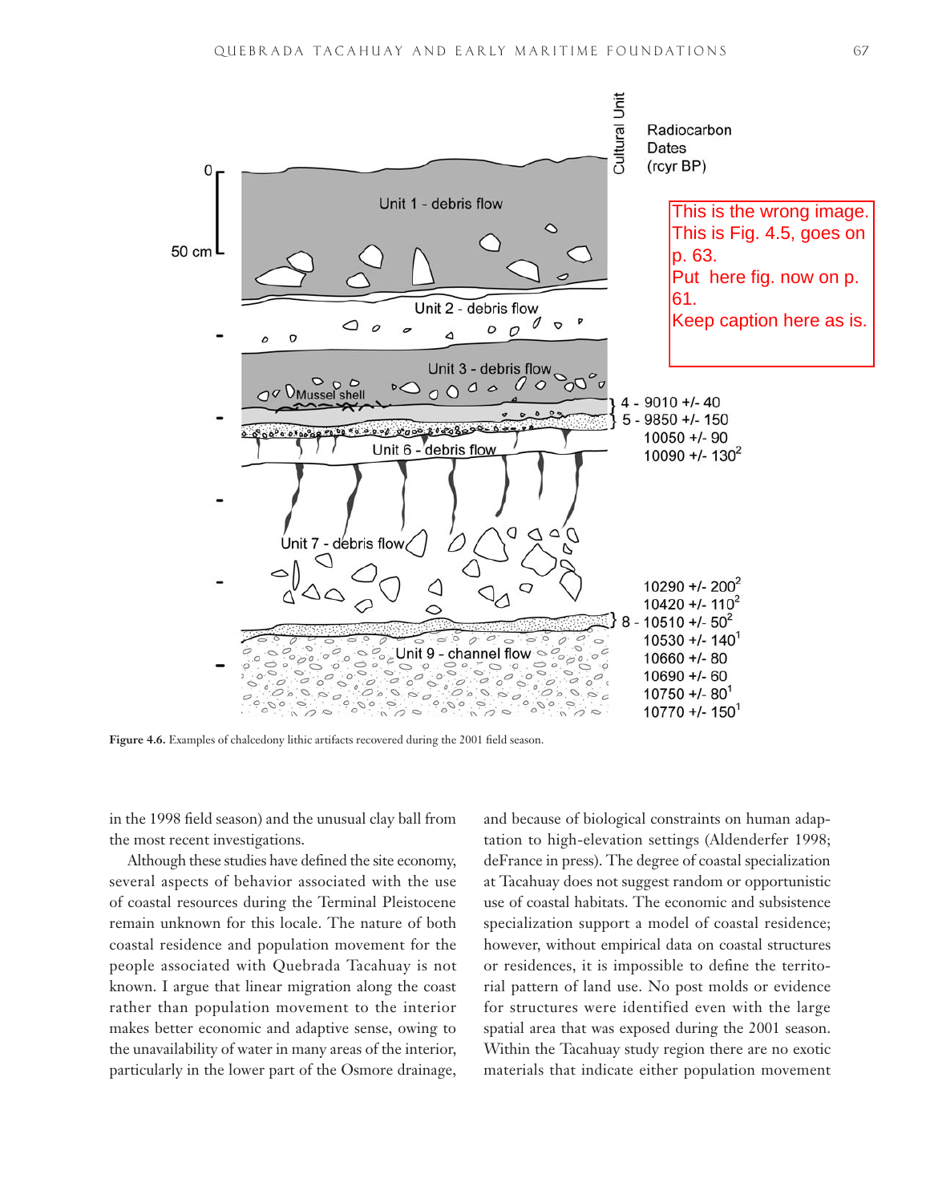This is the wrong image. This is Fig. 4.5, goes on p. 63. Put here fig. now on p. 61. Keep caption here as is.

**Figure 4.6.** Examples of chalcedony lithic artifacts recovered during the 2001 field season.

in the 1998 field season) and the unusual clay ball from the most recent investigations.

Although these studies have defined the site economy, several aspects of behavior associated with the use of coastal resources during the Terminal Pleistocene remain unknown for this locale. The nature of both coastal residence and population movement for the people associated with Quebrada Tacahuay is not known. I argue that linear migration along the coast rather than population movement to the interior makes better economic and adaptive sense, owing to the unavailability of water in many areas of the interior, particularly in the lower part of the Osmore drainage, and because of biological constraints on human adaptation to high-elevation settings (Aldenderfer 1998; deFrance in press). The degree of coastal specialization at Tacahuay does not suggest random or opportunistic use of coastal habitats. The economic and subsistence specialization support a model of coastal residence; however, without empirical data on coastal structures or residences, it is impossible to define the territorial pattern of land use. No post molds or evidence for structures were identified even with the large spatial area that was exposed during the 2001 season. Within the Tacahuay study region there are no exotic materials that indicate either population movement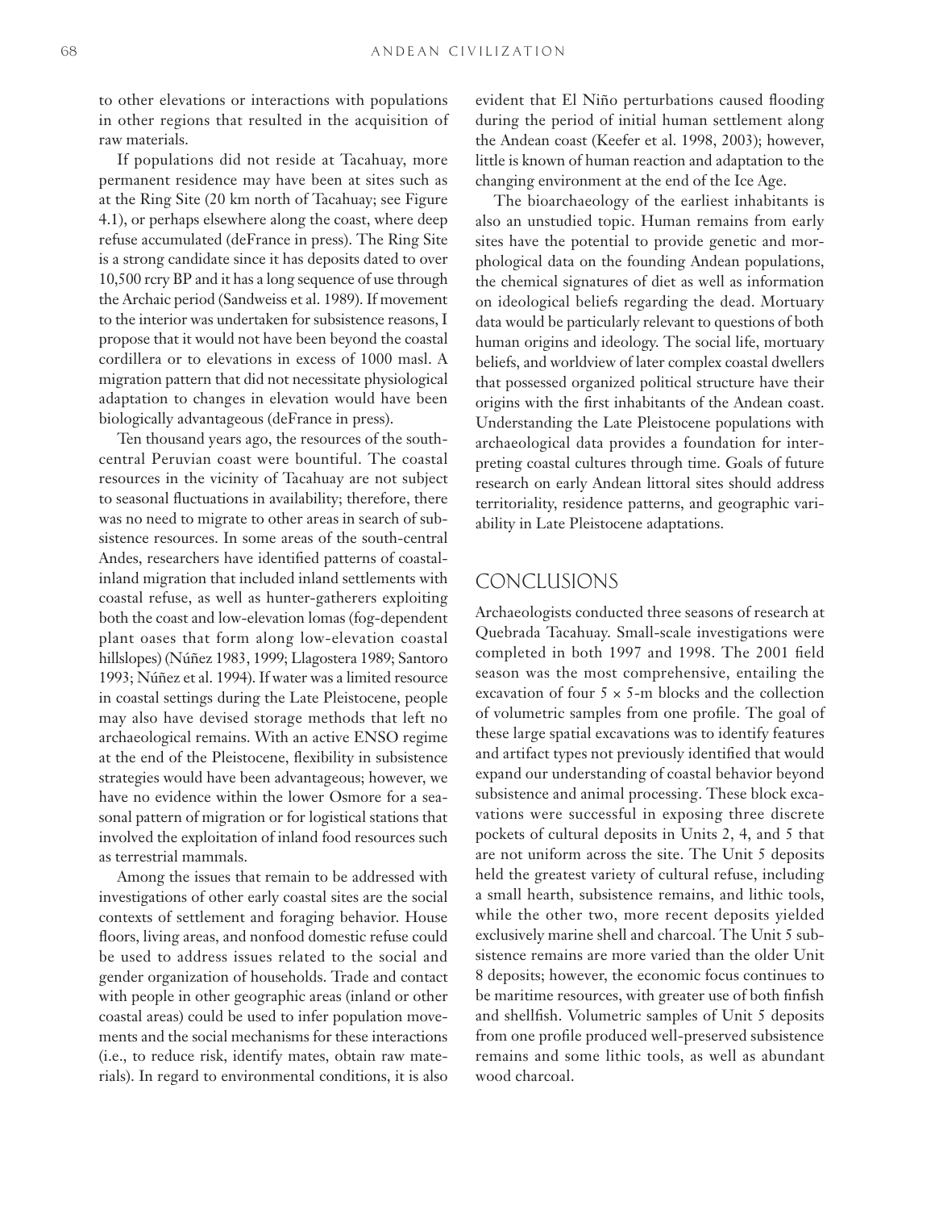to other elevations or interactions with populations in other regions that resulted in the acquisition of raw materials.

If populations did not reside at Tacahuay, more permanent residence may have been at sites such as at the Ring Site (20 km north of Tacahuay; see Figure 4.1), or perhaps elsewhere along the coast, where deep refuse accumulated (deFrance in press). The Ring Site is a strong candidate since it has deposits dated to over 10,500 rcry BP and it has a long sequence of use through the Archaic period (Sandweiss et al. 1989). If movement to the interior was undertaken for subsistence reasons, I propose that it would not have been beyond the coastal cordillera or to elevations in excess of 1000 masl. A migration pattern that did not necessitate physiological adaptation to changes in elevation would have been biologically advantageous (deFrance in press).

Ten thousand years ago, the resources of the south-central Peruvian coast were bountiful. The coastal resources in the vicinity of Tacahuay are not subject to seasonal fluctuations in availability; therefore, there was no need to migrate to other areas in search of subsistence resources. In some areas of the south-central Andes, researchers have identified patterns of coastal-inland migration that included inland settlements with coastal refuse, as well as hunter-gatherers exploiting both the coast and low-elevation lomas (fog-dependent plant oases that form along low-elevation coastal hillslopes) (Núñez 1983, 1999; Llagostera 1989; Santoro 1993; Núñez et al. 1994). If water was a limited resource in coastal settings during the Late Pleistocene, people may also have devised storage methods that left no archaeological remains. With an active ENSO regime at the end of the Pleistocene, flexibility in subsistence strategies would have been advantageous; however, we have no evidence within the lower Osmore for a seasonal pattern of migration or for logistical stations that involved the exploitation of inland food resources such as terrestrial mammals.

Among the issues that remain to be addressed with investigations of other early coastal sites are the social contexts of settlement and foraging behavior. House floors, living areas, and nonfood domestic refuse could be used to address issues related to the social and gender organization of households. Trade and contact with people in other geographic areas (inland or other coastal areas) could be used to infer population movements and the social mechanisms for these interactions (i.e., to reduce risk, identify mates, obtain raw materials). In regard to environmental conditions, it is also evident that El Niño perturbations caused flooding during the period of initial human settlement along the Andean coast (Keefer et al. 1998, 2003); however, little is known of human reaction and adaptation to the changing environment at the end of the Ice Age.

The bioarchaeology of the earliest inhabitants is also an unstudied topic. Human remains from early sites have the potential to provide genetic and morphological data on the founding Andean populations, the chemical signatures of diet as well as information on ideological beliefs regarding the dead. Mortuary data would be particularly relevant to questions of both human origins and ideology. The social life, mortuary beliefs, and worldview of later complex coastal dwellers that possessed organized political structure have their origins with the first inhabitants of the Andean coast. Understanding the Late Pleistocene populations with archaeological data provides a foundation for interpreting coastal cultures through time. Goals of future research on early Andean littoral sites should address territoriality, residence patterns, and geographic variability in Late Pleistocene adaptations.

## CONCLUSIONS

Archaeologists conducted three seasons of research at Quebrada Tacahuay. Small-scale investigations were completed in both 1997 and 1998. The 2001 field season was the most comprehensive, entailing the excavation of four 5 × 5-m blocks and the collection of volumetric samples from one profile. The goal of these large spatial excavations was to identify features and artifact types not previously identified that would expand our understanding of coastal behavior beyond subsistence and animal processing. These block excavations were successful in exposing three discrete pockets of cultural deposits in Units 2, 4, and 5 that are not uniform across the site. The Unit 5 deposits held the greatest variety of cultural refuse, including a small hearth, subsistence remains, and lithic tools, while the other two, more recent deposits yielded exclusively marine shell and charcoal. The Unit 5 subsistence remains are more varied than the older Unit 8 deposits; however, the economic focus continues to be maritime resources, with greater use of both finfish and shellfish. Volumetric samples of Unit 5 deposits from one profile produced well-preserved subsistence remains and some lithic tools, as well as abundant wood charcoal.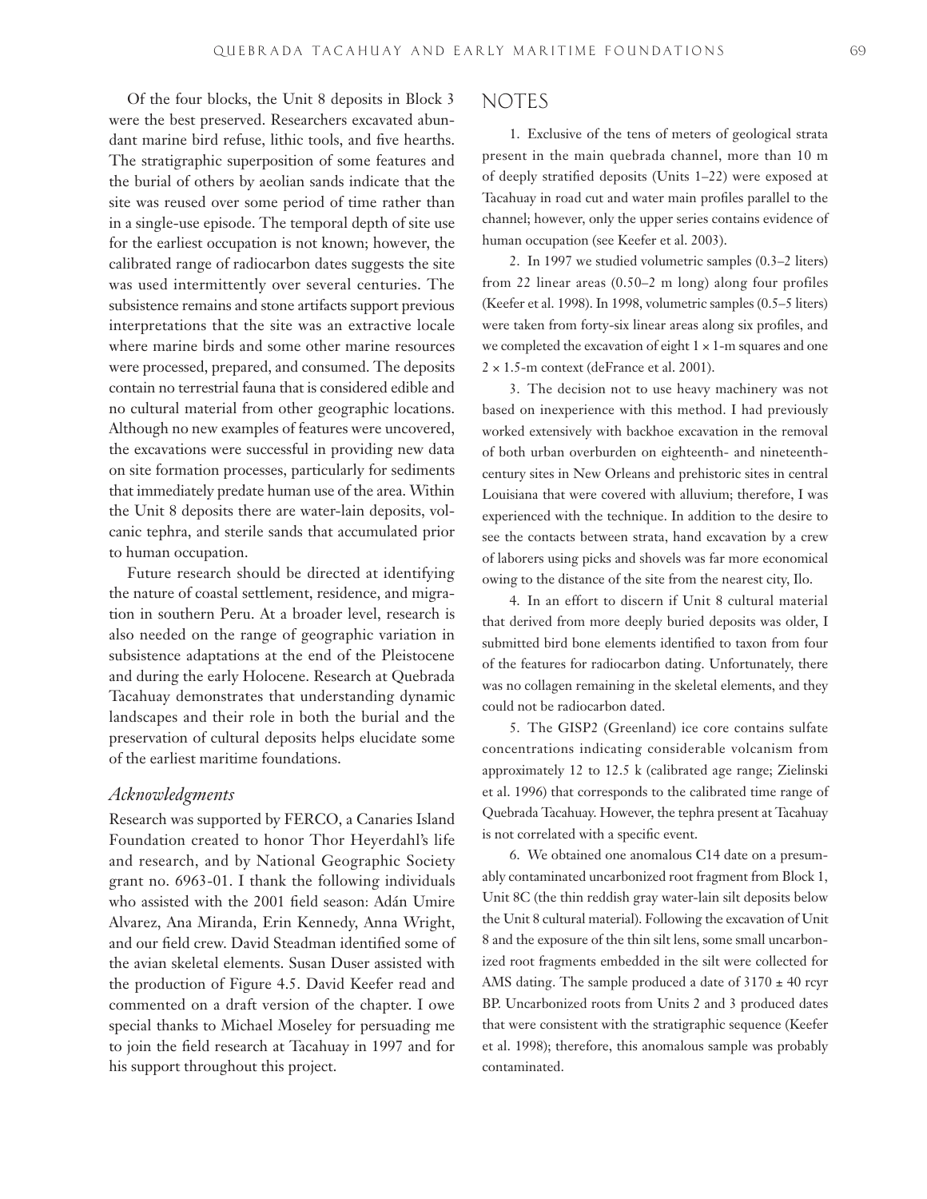Of the four blocks, the Unit 8 deposits in Block 3 were the best preserved. Researchers excavated abundant marine bird refuse, lithic tools, and five hearths. The stratigraphic superposition of some features and the burial of others by aeolian sands indicate that the site was reused over some period of time rather than in a single-use episode. The temporal depth of site use for the earliest occupation is not known; however, the calibrated range of radiocarbon dates suggests the site was used intermittently over several centuries. The subsistence remains and stone artifacts support previous interpretations that the site was an extractive locale where marine birds and some other marine resources were processed, prepared, and consumed. The deposits contain no terrestrial fauna that is considered edible and no cultural material from other geographic locations. Although no new examples of features were uncovered, the excavations were successful in providing new data on site formation processes, particularly for sediments that immediately predate human use of the area. Within the Unit 8 deposits there are water-lain deposits, volcanic tephra, and sterile sands that accumulated prior to human occupation.

Future research should be directed at identifying the nature of coastal settlement, residence, and migration in southern Peru. At a broader level, research is also needed on the range of geographic variation in subsistence adaptations at the end of the Pleistocene and during the early Holocene. Research at Quebrada Tacahuay demonstrates that understanding dynamic landscapes and their role in both the burial and the preservation of cultural deposits helps elucidate some of the earliest maritime foundations.

### *Acknowledgments*

Research was supported by FERCO, a Canaries Island Foundation created to honor Thor Heyerdahl's life and research, and by National Geographic Society grant no. 6963-01. I thank the following individuals who assisted with the 2001 field season: Adán Umire Alvarez, Ana Miranda, Erin Kennedy, Anna Wright, and our field crew. David Steadman identified some of the avian skeletal elements. Susan Duser assisted with the production of Figure 4.5. David Keefer read and commented on a draft version of the chapter. I owe special thanks to Michael Moseley for persuading me to join the field research at Tacahuay in 1997 and for his support throughout this project.

## NOTES

1. Exclusive of the tens of meters of geological strata present in the main quebrada channel, more than 10 m of deeply stratified deposits (Units 1–22) were exposed at Tacahuay in road cut and water main profiles parallel to the channel; however, only the upper series contains evidence of human occupation (see Keefer et al. 2003).

2. In 1997 we studied volumetric samples (0.3–2 liters) from 22 linear areas (0.50–2 m long) along four profiles (Keefer et al. 1998). In 1998, volumetric samples (0.5–5 liters) were taken from forty-six linear areas along six profiles, and we completed the excavation of eight 1 × 1-m squares and one 2 × 1.5-m context (deFrance et al. 2001).

3. The decision not to use heavy machinery was not based on inexperience with this method. I had previously worked extensively with backhoe excavation in the removal of both urban overburden on eighteenth- and nineteenth-century sites in New Orleans and prehistoric sites in central Louisiana that were covered with alluvium; therefore, I was experienced with the technique. In addition to the desire to see the contacts between strata, hand excavation by a crew of laborers using picks and shovels was far more economical owing to the distance of the site from the nearest city, Ilo.

4. In an effort to discern if Unit 8 cultural material that derived from more deeply buried deposits was older, I submitted bird bone elements identified to taxon from four of the features for radiocarbon dating. Unfortunately, there was no collagen remaining in the skeletal elements, and they could not be radiocarbon dated.

5. The GISP2 (Greenland) ice core contains sulfate concentrations indicating considerable volcanism from approximately 12 to 12.5 k (calibrated age range; Zielinski et al. 1996) that corresponds to the calibrated time range of Quebrada Tacahuay. However, the tephra present at Tacahuay is not correlated with a specific event.

6. We obtained one anomalous C14 date on a presumably contaminated uncarbonized root fragment from Block 1, Unit 8C (the thin reddish gray water-lain silt deposits below the Unit 8 cultural material). Following the excavation of Unit 8 and the exposure of the thin silt lens, some small uncarbonized root fragments embedded in the silt were collected for AMS dating. The sample produced a date of 3170 ± 40 rcyr BP. Uncarbonized roots from Units 2 and 3 produced dates that were consistent with the stratigraphic sequence (Keefer et al. 1998); therefore, this anomalous sample was probably contaminated.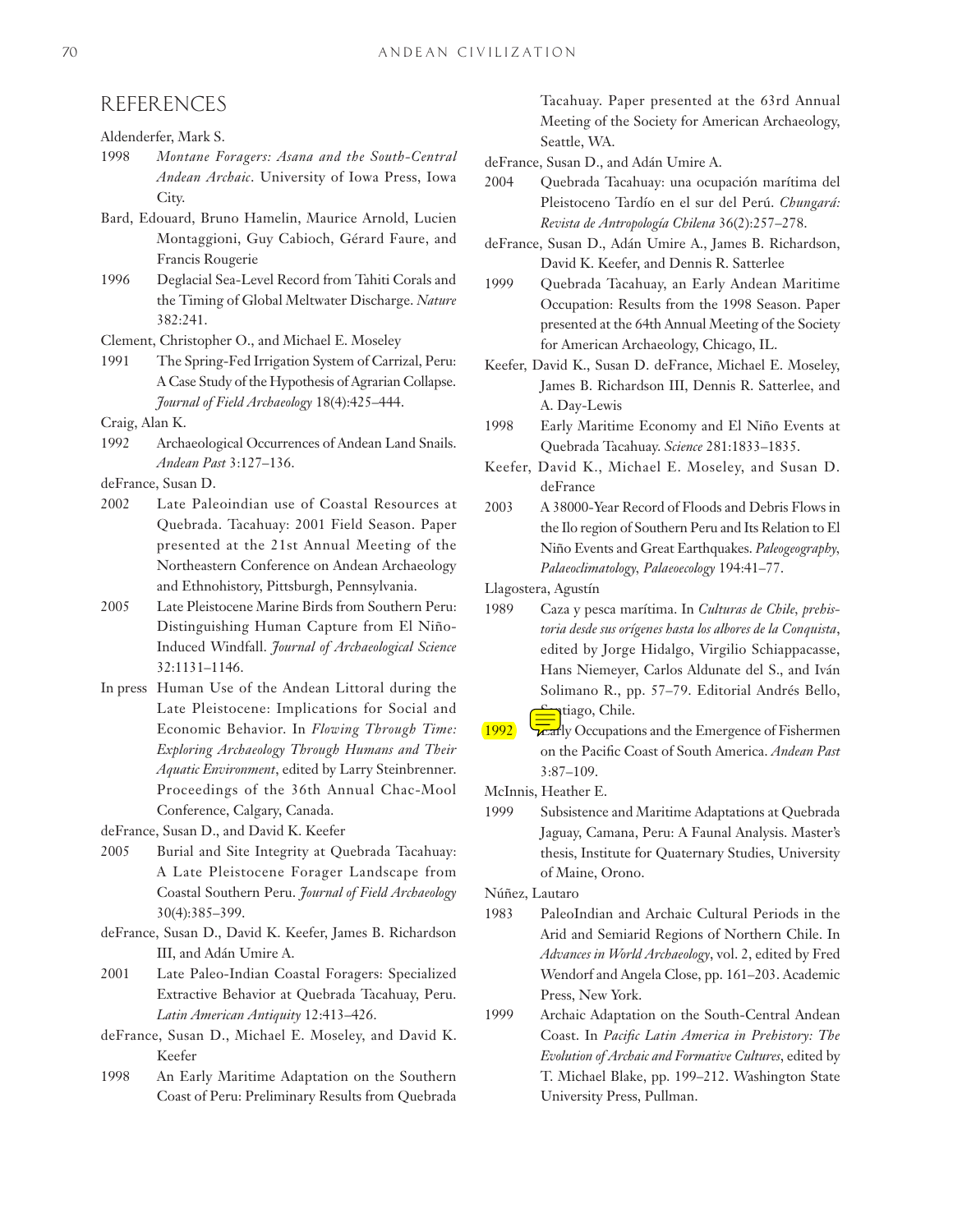## REFERENCES

Aldenderfer, Mark S.

1998 *Montane Foragers: Asana and the South-Central Andean Archaic*. University of Iowa Press, Iowa City.

Bard, Edouard, Bruno Hamelin, Maurice Arnold, Lucien Montaggioni, Guy Cabioch, Gérard Faure, and Francis Rougerie

1996 Deglacial Sea-Level Record from Tahiti Corals and the Timing of Global Meltwater Discharge. *Nature* 382:241.

Clement, Christopher O., and Michael E. Moseley

1991 The Spring-Fed Irrigation System of Carrizal, Peru: A Case Study of the Hypothesis of Agrarian Collapse. *Journal of Field Archaeology* 18(4):425–444.

Craig, Alan K.

1992 Archaeological Occurrences of Andean Land Snails. *Andean Past* 3:127–136.

deFrance, Susan D.

2002 Late Paleoindian use of Coastal Resources at Quebrada. Tacahuay: 2001 Field Season. Paper presented at the 21st Annual Meeting of the Northeastern Conference on Andean Archaeology and Ethnohistory, Pittsburgh, Pennsylvania.

2005 Late Pleistocene Marine Birds from Southern Peru: Distinguishing Human Capture from El Niño-Induced Windfall. *Journal of Archaeological Science* 32:1131–1146.

In press Human Use of the Andean Littoral during the Late Pleistocene: Implications for Social and Economic Behavior. In *Flowing Through Time: Exploring Archaeology Through Humans and Their Aquatic Environment*, edited by Larry Steinbrenner. Proceedings of the 36th Annual Chac-Mool Conference, Calgary, Canada.

deFrance, Susan D., and David K. Keefer

2005 Burial and Site Integrity at Quebrada Tacahuay: A Late Pleistocene Forager Landscape from Coastal Southern Peru. *Journal of Field Archaeology* 30(4):385–399.

deFrance, Susan D., David K. Keefer, James B. Richardson III, and Adán Umire A.

2001 Late Paleo-Indian Coastal Foragers: Specialized Extractive Behavior at Quebrada Tacahuay, Peru. *Latin American Antiquity* 12:413–426.

deFrance, Susan D., Michael E. Moseley, and David K. Keefer

1998 An Early Maritime Adaptation on the Southern Coast of Peru: Preliminary Results from Quebrada Tacahuay. Paper presented at the 63rd Annual Meeting of the Society for American Archaeology, Seattle, WA.

deFrance, Susan D., and Adán Umire A.

2004 Quebrada Tacahuay: una ocupación marítima del Pleistoceno Tardío en el sur del Perú. *Chungará: Revista de Antropología Chilena* 36(2):257–278.

deFrance, Susan D., Adán Umire A., James B. Richardson, David K. Keefer, and Dennis R. Satterlee

1999 Quebrada Tacahuay, an Early Andean Maritime Occupation: Results from the 1998 Season. Paper presented at the 64th Annual Meeting of the Society for American Archaeology, Chicago, IL.

Keefer, David K., Susan D. deFrance, Michael E. Moseley, James B. Richardson III, Dennis R. Satterlee, and A. Day-Lewis

1998 Early Maritime Economy and El Niño Events at Quebrada Tacahuay. *Science* 281:1833–1835.

Keefer, David K., Michael E. Moseley, and Susan D. deFrance

2003 A 38000-Year Record of Floods and Debris Flows in the Ilo region of Southern Peru and Its Relation to El Niño Events and Great Earthquakes. *Paleogeography, Palaeoclimatology, Palaeoecology* 194:41–77.

Llagostera, Agustín

1989 Caza y pesca marítima. In *Culturas de Chile, prehistoria desde sus orígenes hasta los albores de la Conquista*, edited by Jorge Hidalgo, Virgilio Schiappacasse, Hans Niemeyer, Carlos Aldunate del S., and Iván Solimano R., pp. 57–79. Editorial Andrés Bello, Santiago, Chile.

1992 Early Occupations and the Emergence of Fishermen on the Pacific Coast of South America. *Andean Past* 3:87–109.

McInnis, Heather E.

1999 Subsistence and Maritime Adaptations at Quebrada Jaguay, Camana, Peru: A Faunal Analysis. Master's thesis, Institute for Quaternary Studies, University of Maine, Orono.

Núñez, Lautaro

1983 PaleoIndian and Archaic Cultural Periods in the Arid and Semiarid Regions of Northern Chile. In *Advances in World Archaeology*, vol. 2, edited by Fred Wendorf and Angela Close, pp. 161–203. Academic Press, New York.

1999 Archaic Adaptation on the South-Central Andean Coast. In *Pacific Latin America in Prehistory: The Evolution of Archaic and Formative Cultures*, edited by T. Michael Blake, pp. 199–212. Washington State University Press, Pullman.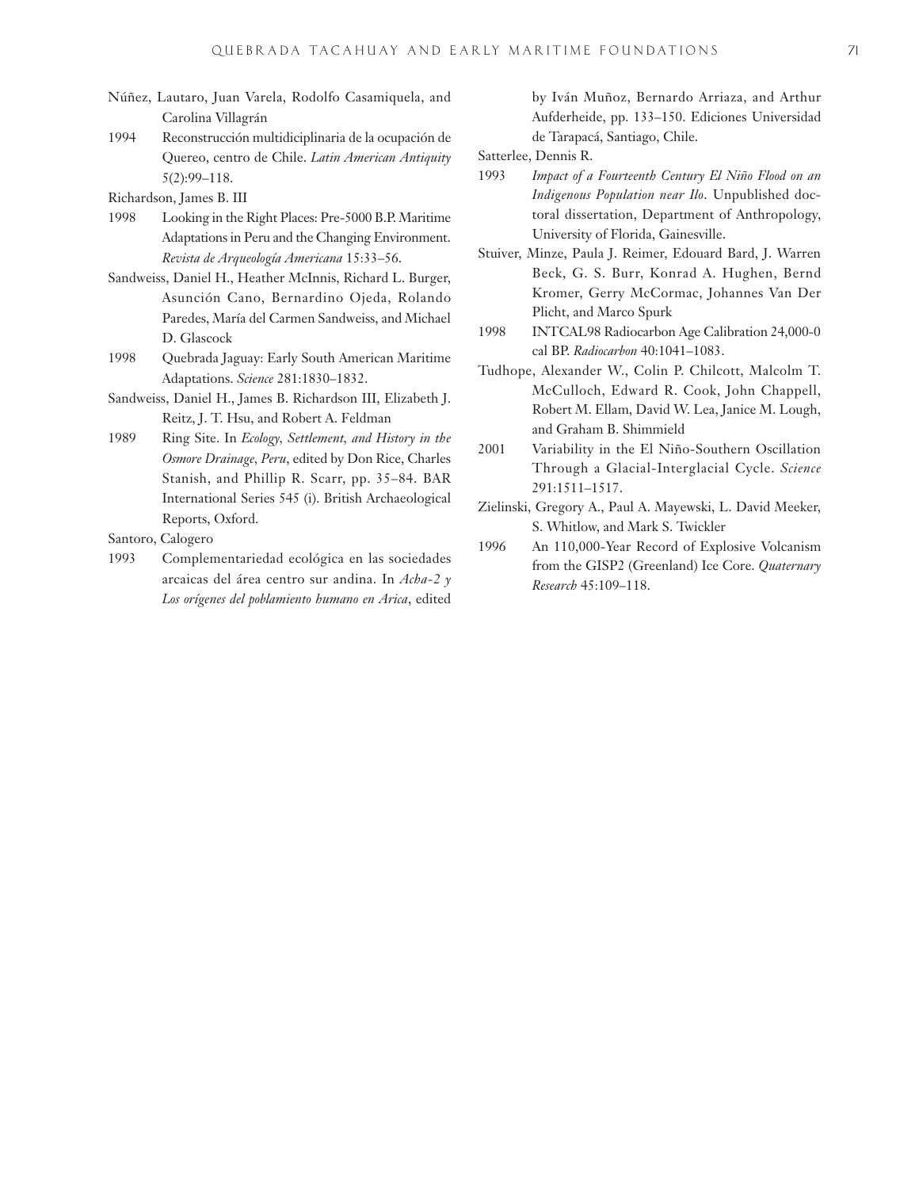Núñez, Lautaro, Juan Varela, Rodolfo Casamiquela, and Carolina Villagrán

1994 Reconstrucción multidiciplinaria de la ocupación de Quereo, centro de Chile. *Latin American Antiquity* 5(2):99–118.

Richardson, James B. III

1998 Looking in the Right Places: Pre-5000 B.P. Maritime Adaptations in Peru and the Changing Environment. *Revista de Arqueología Americana* 15:33–56.

Sandweiss, Daniel H., Heather McInnis, Richard L. Burger, Asunción Cano, Bernardino Ojeda, Rolando Paredes, María del Carmen Sandweiss, and Michael D. Glascock

1998 Quebrada Jaguay: Early South American Maritime Adaptations. *Science* 281:1830–1832.

Sandweiss, Daniel H., James B. Richardson III, Elizabeth J. Reitz, J. T. Hsu, and Robert A. Feldman

1989 Ring Site. In *Ecology, Settlement, and History in the Osmore Drainage, Peru*, edited by Don Rice, Charles Stanish, and Phillip R. Scarr, pp. 35–84. BAR International Series 545 (i). British Archaeological Reports, Oxford.

Santoro, Calogero

1993 Complementariedad ecológica en las sociedades arcaicas del área centro sur andina. In *Acha-2 y Los orígenes del poblamiento humano en Arica*, edited by Iván Muñoz, Bernardo Arriaza, and Arthur Aufderheide, pp. 133–150. Ediciones Universidad de Tarapacá, Santiago, Chile.

Satterlee, Dennis R.

1993 *Impact of a Fourteenth Century El Niño Flood on an Indigenous Population near Ilo*. Unpublished doctoral dissertation, Department of Anthropology, University of Florida, Gainesville.

Stuiver, Minze, Paula J. Reimer, Edouard Bard, J. Warren Beck, G. S. Burr, Konrad A. Hughen, Bernd Kromer, Gerry McCormac, Johannes Van Der Plicht, and Marco Spurk

1998 INTCAL98 Radiocarbon Age Calibration 24,000-0 cal BP. *Radiocarbon* 40:1041–1083.

Tudhope, Alexander W., Colin P. Chilcott, Malcolm T. McCulloch, Edward R. Cook, John Chappell, Robert M. Ellam, David W. Lea, Janice M. Lough, and Graham B. Shimmield

2001 Variability in the El Niño-Southern Oscillation Through a Glacial-Interglacial Cycle. *Science* 291:1511–1517.

Zielinski, Gregory A., Paul A. Mayewski, L. David Meeker, S. Whitlow, and Mark S. Twickler

1996 An 110,000-Year Record of Explosive Volcanism from the GISP2 (Greenland) Ice Core. *Quaternary Research* 45:109–118.